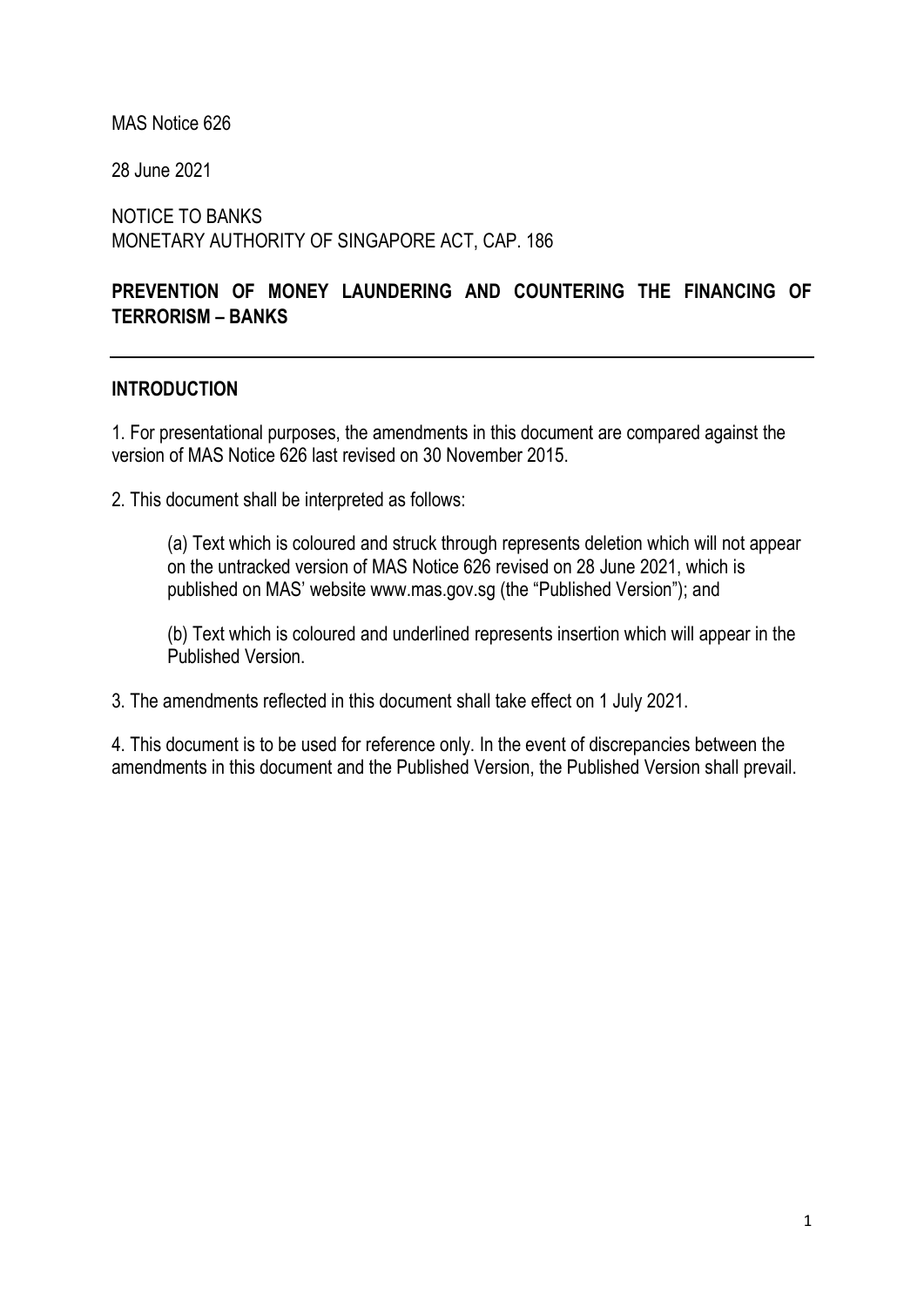MAS Notice 626

28 June 2021

NOTICE TO BANKS
MONETARY AUTHORITY OF SINGAPORE ACT, CAP. 186

**PREVENTION OF MONEY LAUNDERING AND COUNTERING THE FINANCING OF TERRORISM – BANKS**

---

## INTRODUCTION

1. For presentational purposes, the amendments in this document are compared against the version of MAS Notice 626 last revised on 30 November 2015.

2. This document shall be interpreted as follows:

   (a) Text which is coloured and struck through represents deletion which will not appear on the untracked version of MAS Notice 626 revised on 28 June 2021, which is published on MAS' website www.mas.gov.sg (the "Published Version"); and

   (b) Text which is coloured and underlined represents insertion which will appear in the Published Version.

3. The amendments reflected in this document shall take effect on 1 July 2021.

4. This document is to be used for reference only. In the event of discrepancies between the amendments in this document and the Published Version, the Published Version shall prevail.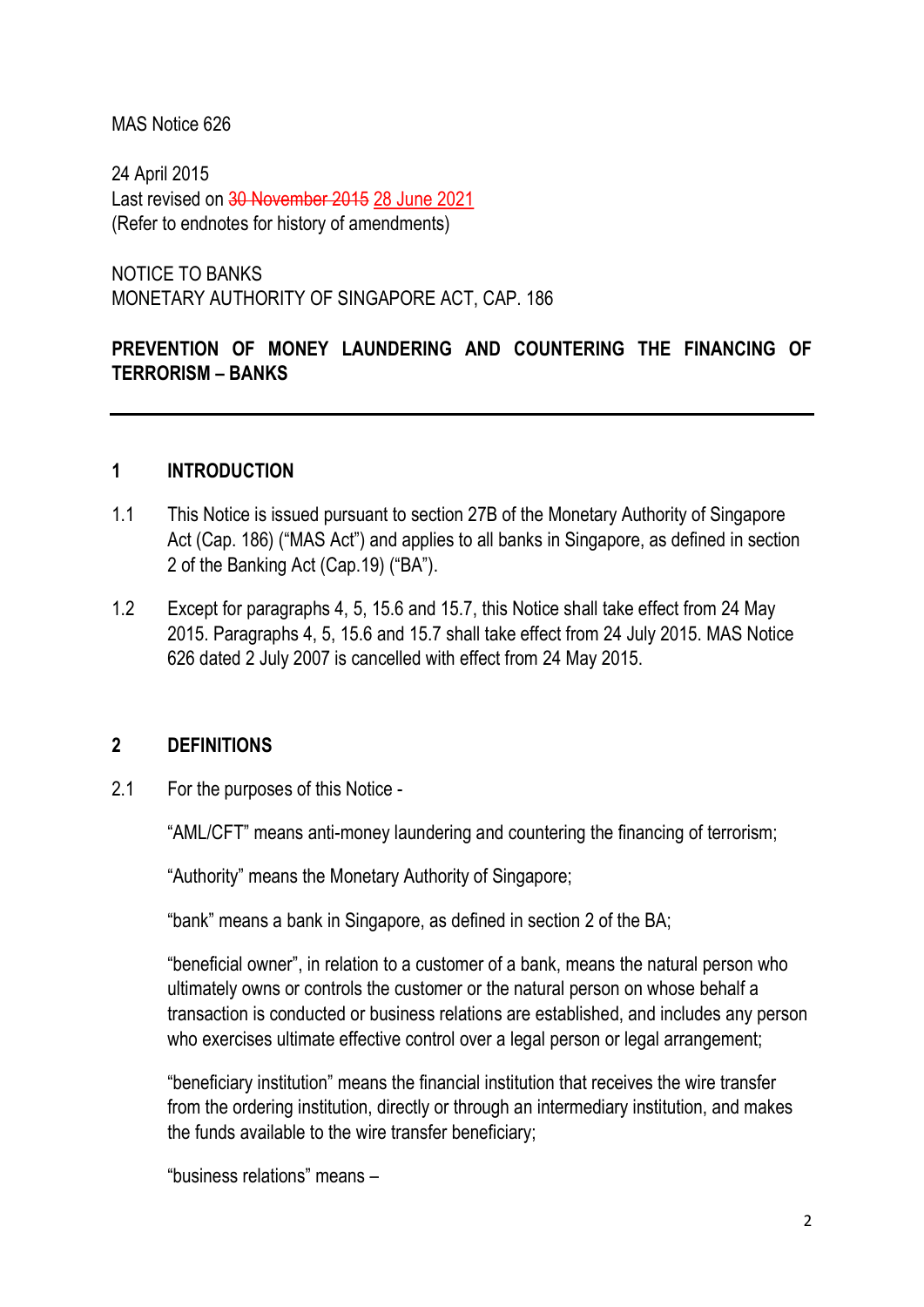MAS Notice 626

24 April 2015
Last revised on ~~30 November 2015~~ 28 June 2021
(Refer to endnotes for history of amendments)

NOTICE TO BANKS
MONETARY AUTHORITY OF SINGAPORE ACT, CAP. 186

**PREVENTION OF MONEY LAUNDERING AND COUNTERING THE FINANCING OF TERRORISM – BANKS**

---

## 1 INTRODUCTION

1.1 This Notice is issued pursuant to section 27B of the Monetary Authority of Singapore Act (Cap. 186) ("MAS Act") and applies to all banks in Singapore, as defined in section 2 of the Banking Act (Cap.19) ("BA").

1.2 Except for paragraphs 4, 5, 15.6 and 15.7, this Notice shall take effect from 24 May 2015. Paragraphs 4, 5, 15.6 and 15.7 shall take effect from 24 July 2015. MAS Notice 626 dated 2 July 2007 is cancelled with effect from 24 May 2015.

## 2 DEFINITIONS

2.1 For the purposes of this Notice -

"AML/CFT" means anti-money laundering and countering the financing of terrorism;

"Authority" means the Monetary Authority of Singapore;

"bank" means a bank in Singapore, as defined in section 2 of the BA;

"beneficial owner", in relation to a customer of a bank, means the natural person who ultimately owns or controls the customer or the natural person on whose behalf a transaction is conducted or business relations are established, and includes any person who exercises ultimate effective control over a legal person or legal arrangement;

"beneficiary institution" means the financial institution that receives the wire transfer from the ordering institution, directly or through an intermediary institution, and makes the funds available to the wire transfer beneficiary;

"business relations" means –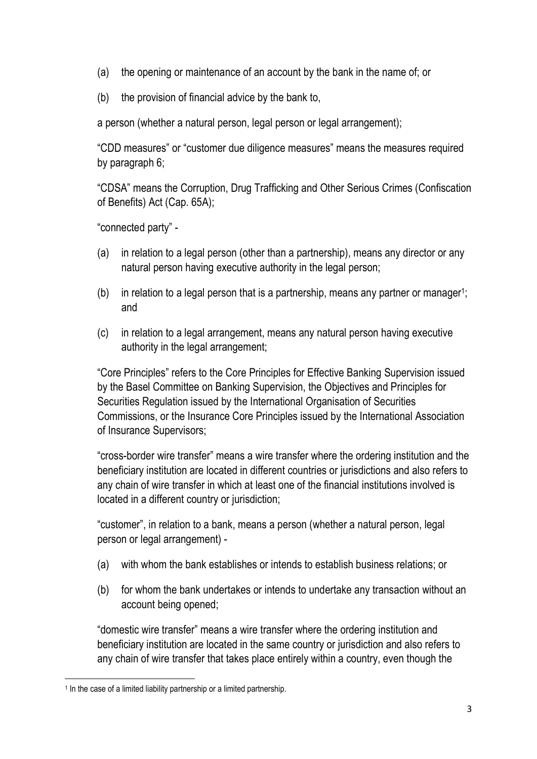(a) the opening or maintenance of an account by the bank in the name of; or

(b) the provision of financial advice by the bank to,

a person (whether a natural person, legal person or legal arrangement);

"CDD measures" or "customer due diligence measures" means the measures required by paragraph 6;

"CDSA" means the Corruption, Drug Trafficking and Other Serious Crimes (Confiscation of Benefits) Act (Cap. 65A);

"connected party" -

(a) in relation to a legal person (other than a partnership), means any director or any natural person having executive authority in the legal person;

(b) in relation to a legal person that is a partnership, means any partner or manager[1]; and

(c) in relation to a legal arrangement, means any natural person having executive authority in the legal arrangement;

"Core Principles" refers to the Core Principles for Effective Banking Supervision issued by the Basel Committee on Banking Supervision, the Objectives and Principles for Securities Regulation issued by the International Organisation of Securities Commissions, or the Insurance Core Principles issued by the International Association of Insurance Supervisors;

"cross-border wire transfer" means a wire transfer where the ordering institution and the beneficiary institution are located in different countries or jurisdictions and also refers to any chain of wire transfer in which at least one of the financial institutions involved is located in a different country or jurisdiction;

"customer", in relation to a bank, means a person (whether a natural person, legal person or legal arrangement) -

(a) with whom the bank establishes or intends to establish business relations; or

(b) for whom the bank undertakes or intends to undertake any transaction without an account being opened;

"domestic wire transfer" means a wire transfer where the ordering institution and beneficiary institution are located in the same country or jurisdiction and also refers to any chain of wire transfer that takes place entirely within a country, even though the

---

[1] In the case of a limited liability partnership or a limited partnership.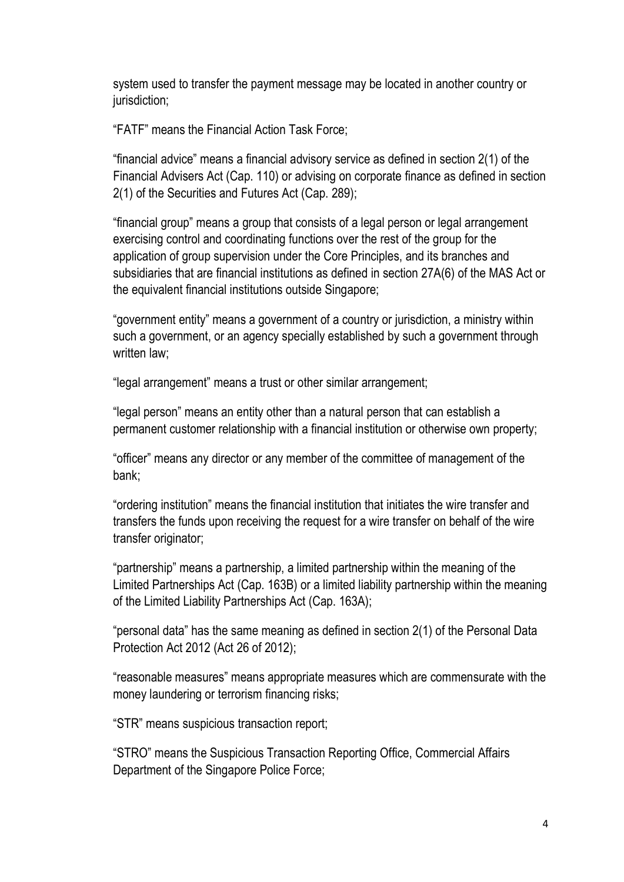system used to transfer the payment message may be located in another country or jurisdiction;

“FATF” means the Financial Action Task Force;

“financial advice” means a financial advisory service as defined in section 2(1) of the Financial Advisers Act (Cap. 110) or advising on corporate finance as defined in section 2(1) of the Securities and Futures Act (Cap. 289);

“financial group” means a group that consists of a legal person or legal arrangement exercising control and coordinating functions over the rest of the group for the application of group supervision under the Core Principles, and its branches and subsidiaries that are financial institutions as defined in section 27A(6) of the MAS Act or the equivalent financial institutions outside Singapore;

“government entity” means a government of a country or jurisdiction, a ministry within such a government, or an agency specially established by such a government through written law;

“legal arrangement” means a trust or other similar arrangement;

“legal person” means an entity other than a natural person that can establish a permanent customer relationship with a financial institution or otherwise own property;

“officer” means any director or any member of the committee of management of the bank;

“ordering institution” means the financial institution that initiates the wire transfer and transfers the funds upon receiving the request for a wire transfer on behalf of the wire transfer originator;

“partnership” means a partnership, a limited partnership within the meaning of the Limited Partnerships Act (Cap. 163B) or a limited liability partnership within the meaning of the Limited Liability Partnerships Act (Cap. 163A);

“personal data” has the same meaning as defined in section 2(1) of the Personal Data Protection Act 2012 (Act 26 of 2012);

“reasonable measures” means appropriate measures which are commensurate with the money laundering or terrorism financing risks;

“STR” means suspicious transaction report;

“STRO” means the Suspicious Transaction Reporting Office, Commercial Affairs Department of the Singapore Police Force;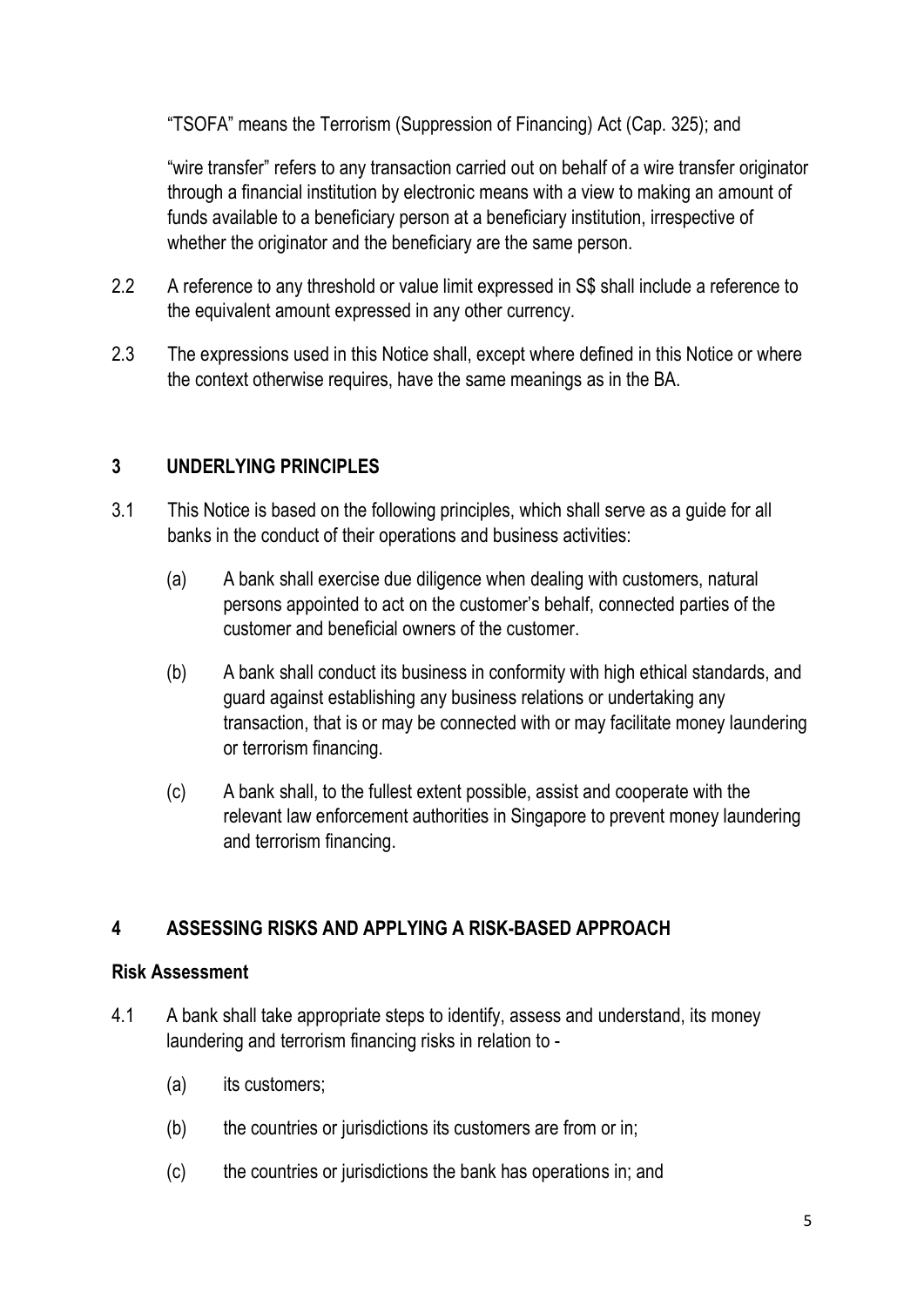"TSOFA" means the Terrorism (Suppression of Financing) Act (Cap. 325); and

"wire transfer" refers to any transaction carried out on behalf of a wire transfer originator through a financial institution by electronic means with a view to making an amount of funds available to a beneficiary person at a beneficiary institution, irrespective of whether the originator and the beneficiary are the same person.

2.2 A reference to any threshold or value limit expressed in S$ shall include a reference to the equivalent amount expressed in any other currency.

2.3 The expressions used in this Notice shall, except where defined in this Notice or where the context otherwise requires, have the same meanings as in the BA.

## 3 UNDERLYING PRINCIPLES

3.1 This Notice is based on the following principles, which shall serve as a guide for all banks in the conduct of their operations and business activities:

(a) A bank shall exercise due diligence when dealing with customers, natural persons appointed to act on the customer's behalf, connected parties of the customer and beneficial owners of the customer.

(b) A bank shall conduct its business in conformity with high ethical standards, and guard against establishing any business relations or undertaking any transaction, that is or may be connected with or may facilitate money laundering or terrorism financing.

(c) A bank shall, to the fullest extent possible, assist and cooperate with the relevant law enforcement authorities in Singapore to prevent money laundering and terrorism financing.

## 4 ASSESSING RISKS AND APPLYING A RISK-BASED APPROACH

### Risk Assessment

4.1 A bank shall take appropriate steps to identify, assess and understand, its money laundering and terrorism financing risks in relation to -

(a) its customers;

(b) the countries or jurisdictions its customers are from or in;

(c) the countries or jurisdictions the bank has operations in; and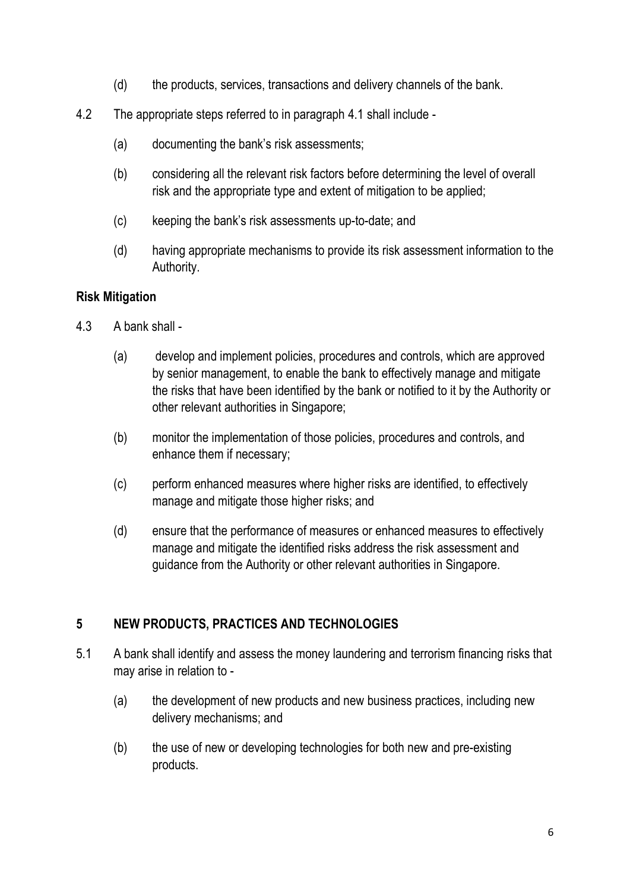(d) the products, services, transactions and delivery channels of the bank.

4.2 The appropriate steps referred to in paragraph 4.1 shall include -

(a) documenting the bank's risk assessments;

(b) considering all the relevant risk factors before determining the level of overall risk and the appropriate type and extent of mitigation to be applied;

(c) keeping the bank's risk assessments up-to-date; and

(d) having appropriate mechanisms to provide its risk assessment information to the Authority.

**Risk Mitigation**

4.3 A bank shall -

(a) develop and implement policies, procedures and controls, which are approved by senior management, to enable the bank to effectively manage and mitigate the risks that have been identified by the bank or notified to it by the Authority or other relevant authorities in Singapore;

(b) monitor the implementation of those policies, procedures and controls, and enhance them if necessary;

(c) perform enhanced measures where higher risks are identified, to effectively manage and mitigate those higher risks; and

(d) ensure that the performance of measures or enhanced measures to effectively manage and mitigate the identified risks address the risk assessment and guidance from the Authority or other relevant authorities in Singapore.

## 5 NEW PRODUCTS, PRACTICES AND TECHNOLOGIES

5.1 A bank shall identify and assess the money laundering and terrorism financing risks that may arise in relation to -

(a) the development of new products and new business practices, including new delivery mechanisms; and

(b) the use of new or developing technologies for both new and pre-existing products.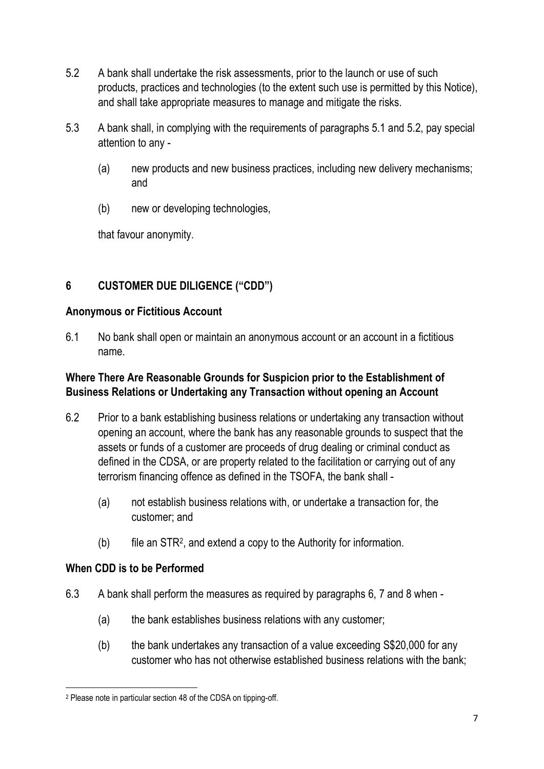5.2 A bank shall undertake the risk assessments, prior to the launch or use of such products, practices and technologies (to the extent such use is permitted by this Notice), and shall take appropriate measures to manage and mitigate the risks.

5.3 A bank shall, in complying with the requirements of paragraphs 5.1 and 5.2, pay special attention to any -

(a) new products and new business practices, including new delivery mechanisms; and

(b) new or developing technologies,

that favour anonymity.

## 6 CUSTOMER DUE DILIGENCE ("CDD")

**Anonymous or Fictitious Account**

6.1 No bank shall open or maintain an anonymous account or an account in a fictitious name.

**Where There Are Reasonable Grounds for Suspicion prior to the Establishment of Business Relations or Undertaking any Transaction without opening an Account**

6.2 Prior to a bank establishing business relations or undertaking any transaction without opening an account, where the bank has any reasonable grounds to suspect that the assets or funds of a customer are proceeds of drug dealing or criminal conduct as defined in the CDSA, or are property related to the facilitation or carrying out of any terrorism financing offence as defined in the TSOFA, the bank shall -

(a) not establish business relations with, or undertake a transaction for, the customer; and

(b) file an STR[2], and extend a copy to the Authority for information.

**When CDD is to be Performed**

6.3 A bank shall perform the measures as required by paragraphs 6, 7 and 8 when -

(a) the bank establishes business relations with any customer;

(b) the bank undertakes any transaction of a value exceeding S$20,000 for any customer who has not otherwise established business relations with the bank;

---

[2] Please note in particular section 48 of the CDSA on tipping-off.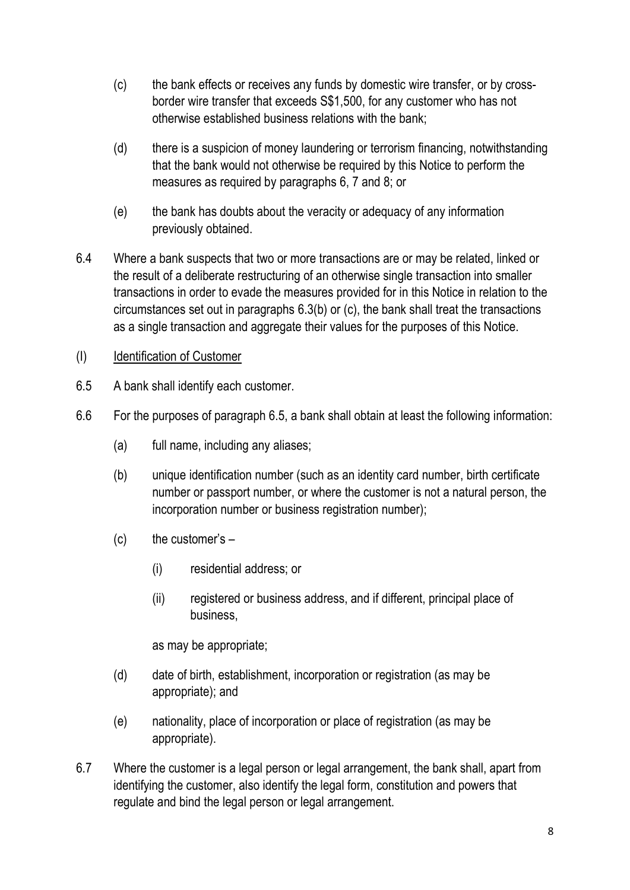(c) the bank effects or receives any funds by domestic wire transfer, or by cross-border wire transfer that exceeds S$1,500, for any customer who has not otherwise established business relations with the bank;

(d) there is a suspicion of money laundering or terrorism financing, notwithstanding that the bank would not otherwise be required by this Notice to perform the measures as required by paragraphs 6, 7 and 8; or

(e) the bank has doubts about the veracity or adequacy of any information previously obtained.

6.4 Where a bank suspects that two or more transactions are or may be related, linked or the result of a deliberate restructuring of an otherwise single transaction into smaller transactions in order to evade the measures provided for in this Notice in relation to the circumstances set out in paragraphs 6.3(b) or (c), the bank shall treat the transactions as a single transaction and aggregate their values for the purposes of this Notice.

(I) <u>Identification of Customer</u>

6.5 A bank shall identify each customer.

6.6 For the purposes of paragraph 6.5, a bank shall obtain at least the following information:

(a) full name, including any aliases;

(b) unique identification number (such as an identity card number, birth certificate number or passport number, or where the customer is not a natural person, the incorporation number or business registration number);

(c) the customer's –

(i) residential address; or

(ii) registered or business address, and if different, principal place of business,

as may be appropriate;

(d) date of birth, establishment, incorporation or registration (as may be appropriate); and

(e) nationality, place of incorporation or place of registration (as may be appropriate).

6.7 Where the customer is a legal person or legal arrangement, the bank shall, apart from identifying the customer, also identify the legal form, constitution and powers that regulate and bind the legal person or legal arrangement.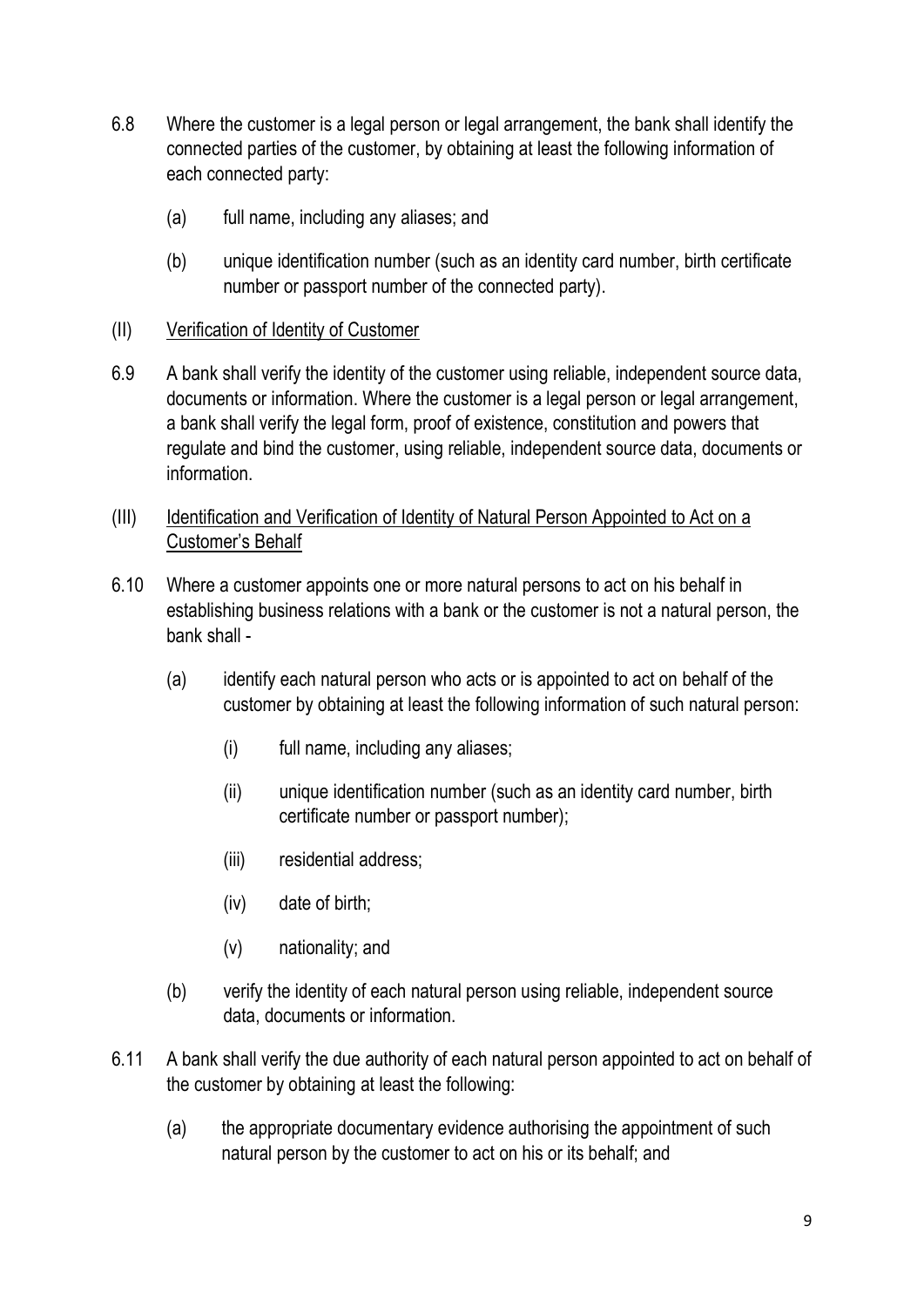6.8 Where the customer is a legal person or legal arrangement, the bank shall identify the connected parties of the customer, by obtaining at least the following information of each connected party:

  (a) full name, including any aliases; and

  (b) unique identification number (such as an identity card number, birth certificate number or passport number of the connected party).

(II) <u>Verification of Identity of Customer</u>

6.9 A bank shall verify the identity of the customer using reliable, independent source data, documents or information. Where the customer is a legal person or legal arrangement, a bank shall verify the legal form, proof of existence, constitution and powers that regulate and bind the customer, using reliable, independent source data, documents or information.

(III) <u>Identification and Verification of Identity of Natural Person Appointed to Act on a Customer's Behalf</u>

6.10 Where a customer appoints one or more natural persons to act on his behalf in establishing business relations with a bank or the customer is not a natural person, the bank shall -

  (a) identify each natural person who acts or is appointed to act on behalf of the customer by obtaining at least the following information of such natural person:

    (i) full name, including any aliases;

    (ii) unique identification number (such as an identity card number, birth certificate number or passport number);

    (iii) residential address;

    (iv) date of birth;

    (v) nationality; and

  (b) verify the identity of each natural person using reliable, independent source data, documents or information.

6.11 A bank shall verify the due authority of each natural person appointed to act on behalf of the customer by obtaining at least the following:

  (a) the appropriate documentary evidence authorising the appointment of such natural person by the customer to act on his or its behalf; and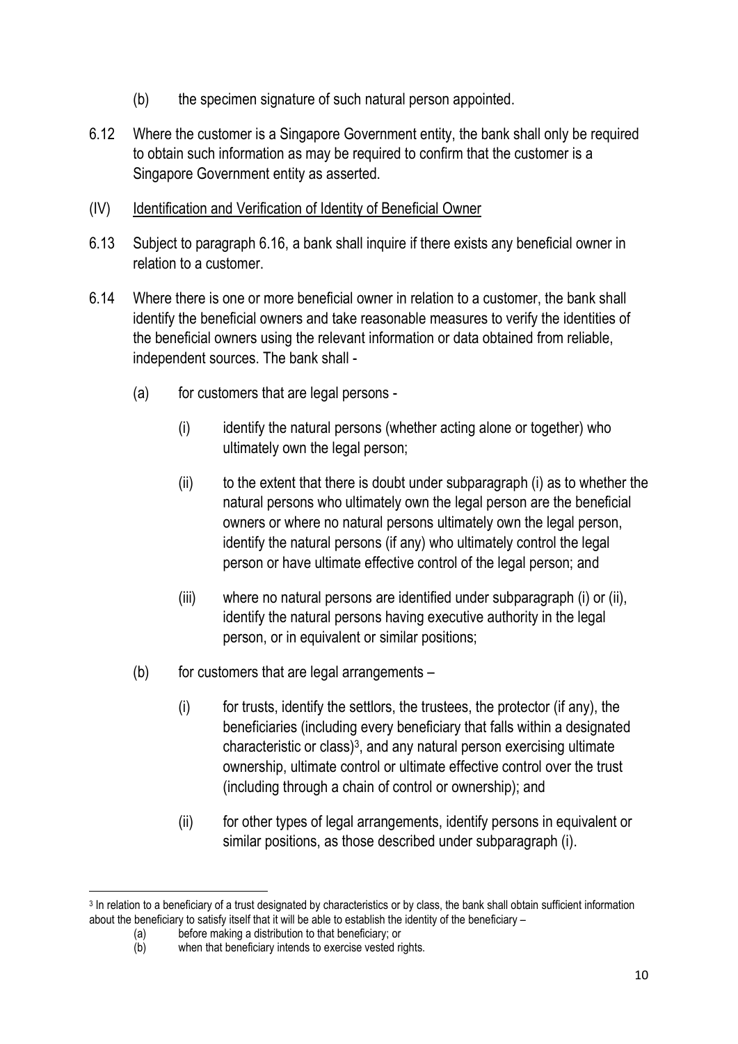(b) the specimen signature of such natural person appointed.

6.12 Where the customer is a Singapore Government entity, the bank shall only be required to obtain such information as may be required to confirm that the customer is a Singapore Government entity as asserted.

(IV) Identification and Verification of Identity of Beneficial Owner

6.13 Subject to paragraph 6.16, a bank shall inquire if there exists any beneficial owner in relation to a customer.

6.14 Where there is one or more beneficial owner in relation to a customer, the bank shall identify the beneficial owners and take reasonable measures to verify the identities of the beneficial owners using the relevant information or data obtained from reliable, independent sources. The bank shall -

(a) for customers that are legal persons -

(i) identify the natural persons (whether acting alone or together) who ultimately own the legal person;

(ii) to the extent that there is doubt under subparagraph (i) as to whether the natural persons who ultimately own the legal person are the beneficial owners or where no natural persons ultimately own the legal person, identify the natural persons (if any) who ultimately control the legal person or have ultimate effective control of the legal person; and

(iii) where no natural persons are identified under subparagraph (i) or (ii), identify the natural persons having executive authority in the legal person, or in equivalent or similar positions;

(b) for customers that are legal arrangements –

(i) for trusts, identify the settlors, the trustees, the protector (if any), the beneficiaries (including every beneficiary that falls within a designated characteristic or class)[3], and any natural person exercising ultimate ownership, ultimate control or ultimate effective control over the trust (including through a chain of control or ownership); and

(ii) for other types of legal arrangements, identify persons in equivalent or similar positions, as those described under subparagraph (i).

---

[3] In relation to a beneficiary of a trust designated by characteristics or by class, the bank shall obtain sufficient information about the beneficiary to satisfy itself that it will be able to establish the identity of the beneficiary –

(a) before making a distribution to that beneficiary; or

(b) when that beneficiary intends to exercise vested rights.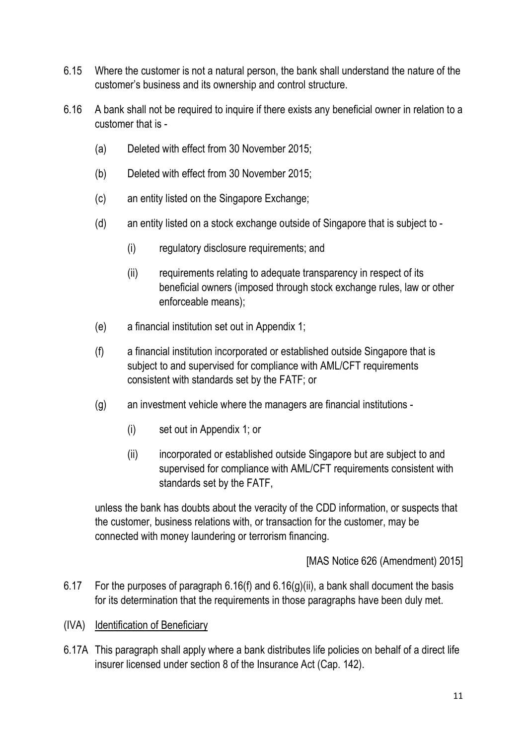6.15 Where the customer is not a natural person, the bank shall understand the nature of the customer's business and its ownership and control structure.

6.16 A bank shall not be required to inquire if there exists any beneficial owner in relation to a customer that is -

(a) Deleted with effect from 30 November 2015;

(b) Deleted with effect from 30 November 2015;

(c) an entity listed on the Singapore Exchange;

(d) an entity listed on a stock exchange outside of Singapore that is subject to -

(i) regulatory disclosure requirements; and

(ii) requirements relating to adequate transparency in respect of its beneficial owners (imposed through stock exchange rules, law or other enforceable means);

(e) a financial institution set out in Appendix 1;

(f) a financial institution incorporated or established outside Singapore that is subject to and supervised for compliance with AML/CFT requirements consistent with standards set by the FATF; or

(g) an investment vehicle where the managers are financial institutions -

(i) set out in Appendix 1; or

(ii) incorporated or established outside Singapore but are subject to and supervised for compliance with AML/CFT requirements consistent with standards set by the FATF,

unless the bank has doubts about the veracity of the CDD information, or suspects that the customer, business relations with, or transaction for the customer, may be connected with money laundering or terrorism financing.

[MAS Notice 626 (Amendment) 2015]

6.17 For the purposes of paragraph 6.16(f) and 6.16(g)(ii), a bank shall document the basis for its determination that the requirements in those paragraphs have been duly met.

(IVA) <u>Identification of Beneficiary</u>

6.17A This paragraph shall apply where a bank distributes life policies on behalf of a direct life insurer licensed under section 8 of the Insurance Act (Cap. 142).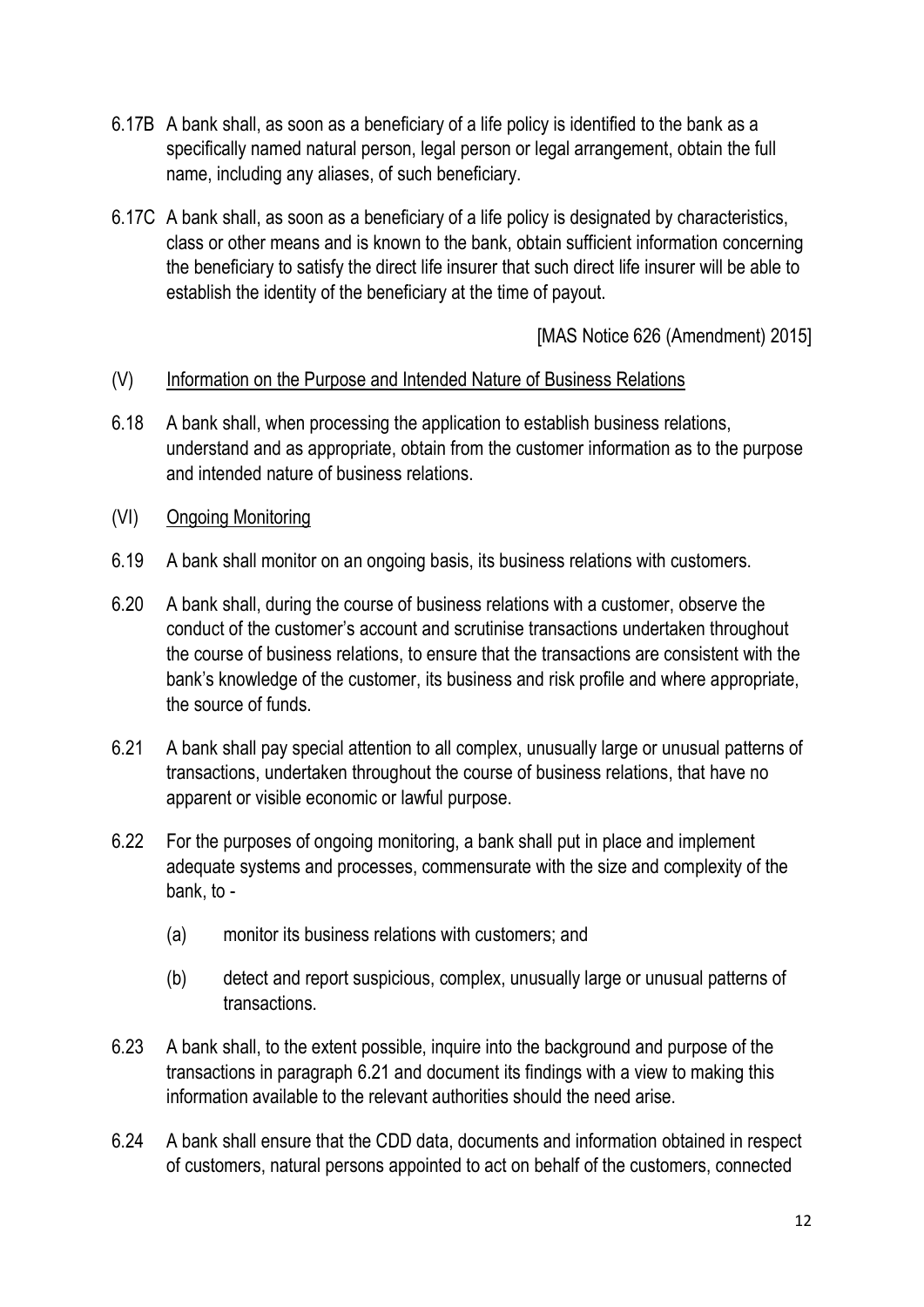6.17B A bank shall, as soon as a beneficiary of a life policy is identified to the bank as a specifically named natural person, legal person or legal arrangement, obtain the full name, including any aliases, of such beneficiary.

6.17C A bank shall, as soon as a beneficiary of a life policy is designated by characteristics, class or other means and is known to the bank, obtain sufficient information concerning the beneficiary to satisfy the direct life insurer that such direct life insurer will be able to establish the identity of the beneficiary at the time of payout.

[MAS Notice 626 (Amendment) 2015]

(V) Information on the Purpose and Intended Nature of Business Relations

6.18 A bank shall, when processing the application to establish business relations, understand and as appropriate, obtain from the customer information as to the purpose and intended nature of business relations.

(VI) Ongoing Monitoring

6.19 A bank shall monitor on an ongoing basis, its business relations with customers.

6.20 A bank shall, during the course of business relations with a customer, observe the conduct of the customer's account and scrutinise transactions undertaken throughout the course of business relations, to ensure that the transactions are consistent with the bank's knowledge of the customer, its business and risk profile and where appropriate, the source of funds.

6.21 A bank shall pay special attention to all complex, unusually large or unusual patterns of transactions, undertaken throughout the course of business relations, that have no apparent or visible economic or lawful purpose.

6.22 For the purposes of ongoing monitoring, a bank shall put in place and implement adequate systems and processes, commensurate with the size and complexity of the bank, to -

(a) monitor its business relations with customers; and

(b) detect and report suspicious, complex, unusually large or unusual patterns of transactions.

6.23 A bank shall, to the extent possible, inquire into the background and purpose of the transactions in paragraph 6.21 and document its findings with a view to making this information available to the relevant authorities should the need arise.

6.24 A bank shall ensure that the CDD data, documents and information obtained in respect of customers, natural persons appointed to act on behalf of the customers, connected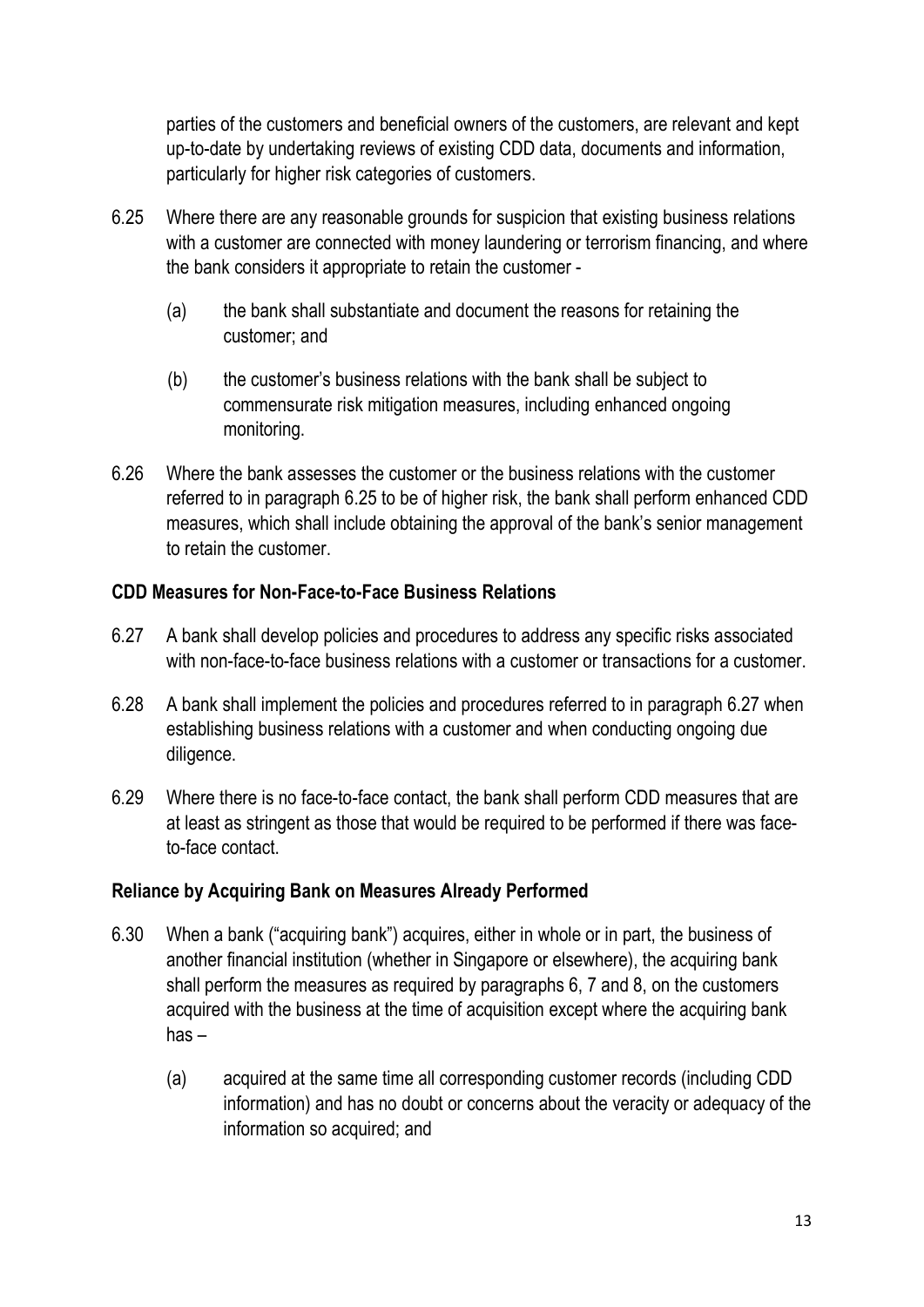parties of the customers and beneficial owners of the customers, are relevant and kept up-to-date by undertaking reviews of existing CDD data, documents and information, particularly for higher risk categories of customers.

6.25 Where there are any reasonable grounds for suspicion that existing business relations with a customer are connected with money laundering or terrorism financing, and where the bank considers it appropriate to retain the customer -

(a) the bank shall substantiate and document the reasons for retaining the customer; and

(b) the customer's business relations with the bank shall be subject to commensurate risk mitigation measures, including enhanced ongoing monitoring.

6.26 Where the bank assesses the customer or the business relations with the customer referred to in paragraph 6.25 to be of higher risk, the bank shall perform enhanced CDD measures, which shall include obtaining the approval of the bank's senior management to retain the customer.

### CDD Measures for Non-Face-to-Face Business Relations

6.27 A bank shall develop policies and procedures to address any specific risks associated with non-face-to-face business relations with a customer or transactions for a customer.

6.28 A bank shall implement the policies and procedures referred to in paragraph 6.27 when establishing business relations with a customer and when conducting ongoing due diligence.

6.29 Where there is no face-to-face contact, the bank shall perform CDD measures that are at least as stringent as those that would be required to be performed if there was face-to-face contact.

### Reliance by Acquiring Bank on Measures Already Performed

6.30 When a bank ("acquiring bank") acquires, either in whole or in part, the business of another financial institution (whether in Singapore or elsewhere), the acquiring bank shall perform the measures as required by paragraphs 6, 7 and 8, on the customers acquired with the business at the time of acquisition except where the acquiring bank has –

(a) acquired at the same time all corresponding customer records (including CDD information) and has no doubt or concerns about the veracity or adequacy of the information so acquired; and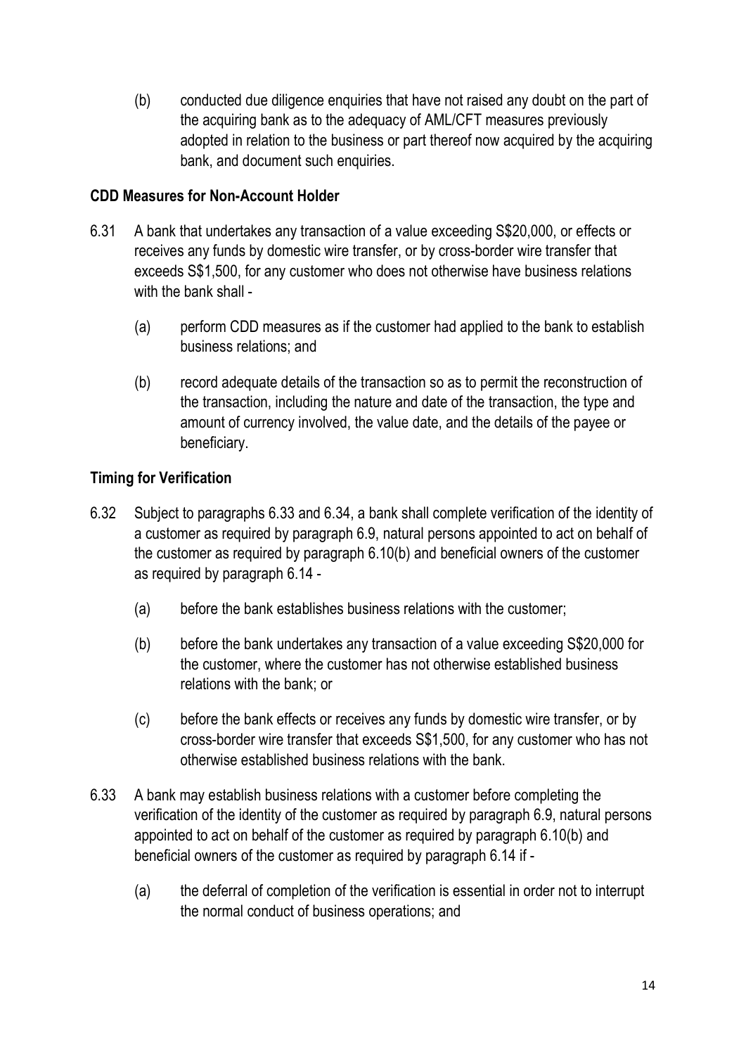(b) conducted due diligence enquiries that have not raised any doubt on the part of the acquiring bank as to the adequacy of AML/CFT measures previously adopted in relation to the business or part thereof now acquired by the acquiring bank, and document such enquiries.

### CDD Measures for Non-Account Holder

6.31 A bank that undertakes any transaction of a value exceeding S$20,000, or effects or receives any funds by domestic wire transfer, or by cross-border wire transfer that exceeds S$1,500, for any customer who does not otherwise have business relations with the bank shall -

(a) perform CDD measures as if the customer had applied to the bank to establish business relations; and

(b) record adequate details of the transaction so as to permit the reconstruction of the transaction, including the nature and date of the transaction, the type and amount of currency involved, the value date, and the details of the payee or beneficiary.

### Timing for Verification

6.32 Subject to paragraphs 6.33 and 6.34, a bank shall complete verification of the identity of a customer as required by paragraph 6.9, natural persons appointed to act on behalf of the customer as required by paragraph 6.10(b) and beneficial owners of the customer as required by paragraph 6.14 -

(a) before the bank establishes business relations with the customer;

(b) before the bank undertakes any transaction of a value exceeding S$20,000 for the customer, where the customer has not otherwise established business relations with the bank; or

(c) before the bank effects or receives any funds by domestic wire transfer, or by cross-border wire transfer that exceeds S$1,500, for any customer who has not otherwise established business relations with the bank.

6.33 A bank may establish business relations with a customer before completing the verification of the identity of the customer as required by paragraph 6.9, natural persons appointed to act on behalf of the customer as required by paragraph 6.10(b) and beneficial owners of the customer as required by paragraph 6.14 if -

(a) the deferral of completion of the verification is essential in order not to interrupt the normal conduct of business operations; and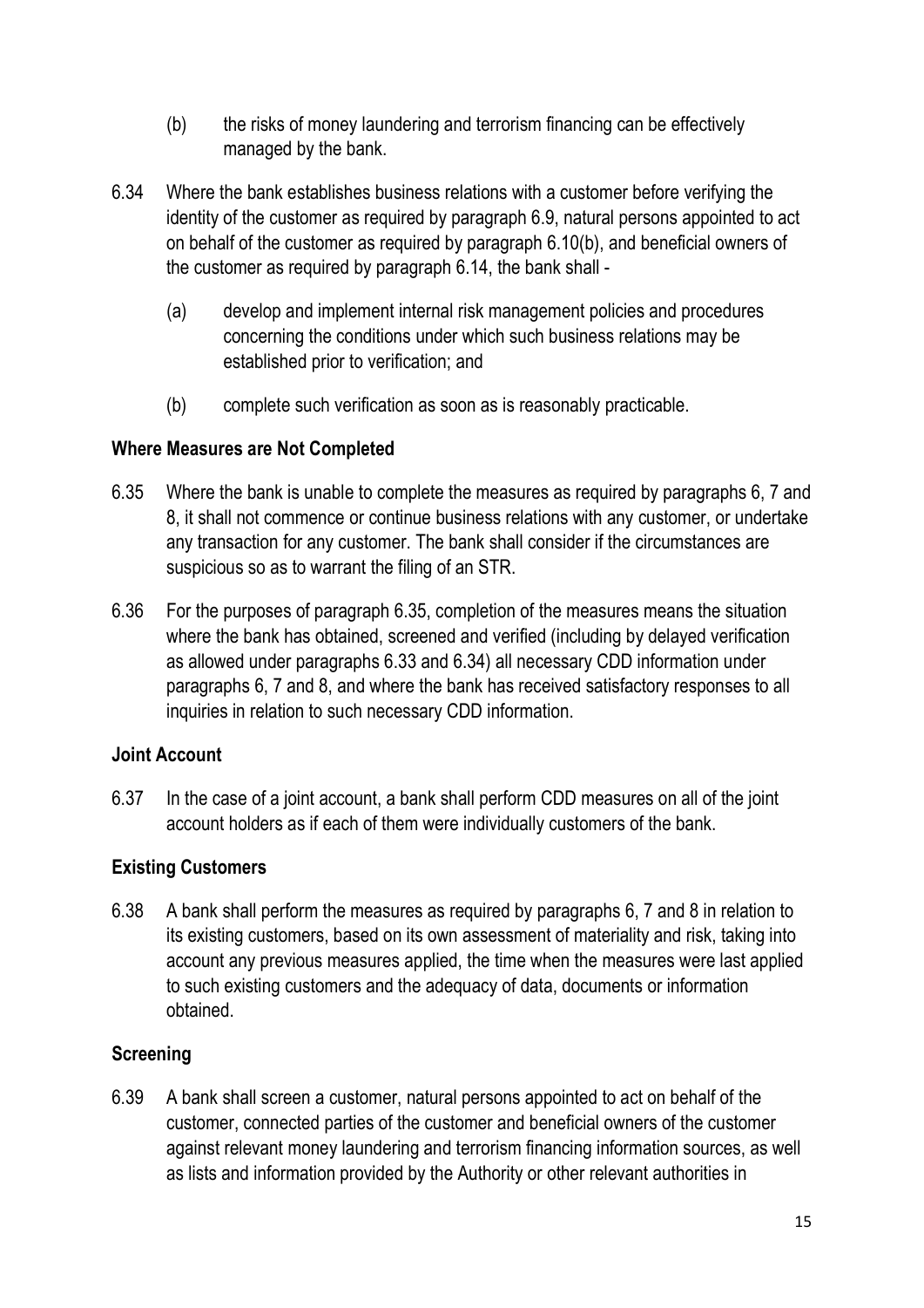(b) the risks of money laundering and terrorism financing can be effectively managed by the bank.

6.34 Where the bank establishes business relations with a customer before verifying the identity of the customer as required by paragraph 6.9, natural persons appointed to act on behalf of the customer as required by paragraph 6.10(b), and beneficial owners of the customer as required by paragraph 6.14, the bank shall -

(a) develop and implement internal risk management policies and procedures concerning the conditions under which such business relations may be established prior to verification; and

(b) complete such verification as soon as is reasonably practicable.

**Where Measures are Not Completed**

6.35 Where the bank is unable to complete the measures as required by paragraphs 6, 7 and 8, it shall not commence or continue business relations with any customer, or undertake any transaction for any customer. The bank shall consider if the circumstances are suspicious so as to warrant the filing of an STR.

6.36 For the purposes of paragraph 6.35, completion of the measures means the situation where the bank has obtained, screened and verified (including by delayed verification as allowed under paragraphs 6.33 and 6.34) all necessary CDD information under paragraphs 6, 7 and 8, and where the bank has received satisfactory responses to all inquiries in relation to such necessary CDD information.

**Joint Account**

6.37 In the case of a joint account, a bank shall perform CDD measures on all of the joint account holders as if each of them were individually customers of the bank.

**Existing Customers**

6.38 A bank shall perform the measures as required by paragraphs 6, 7 and 8 in relation to its existing customers, based on its own assessment of materiality and risk, taking into account any previous measures applied, the time when the measures were last applied to such existing customers and the adequacy of data, documents or information obtained.

**Screening**

6.39 A bank shall screen a customer, natural persons appointed to act on behalf of the customer, connected parties of the customer and beneficial owners of the customer against relevant money laundering and terrorism financing information sources, as well as lists and information provided by the Authority or other relevant authorities in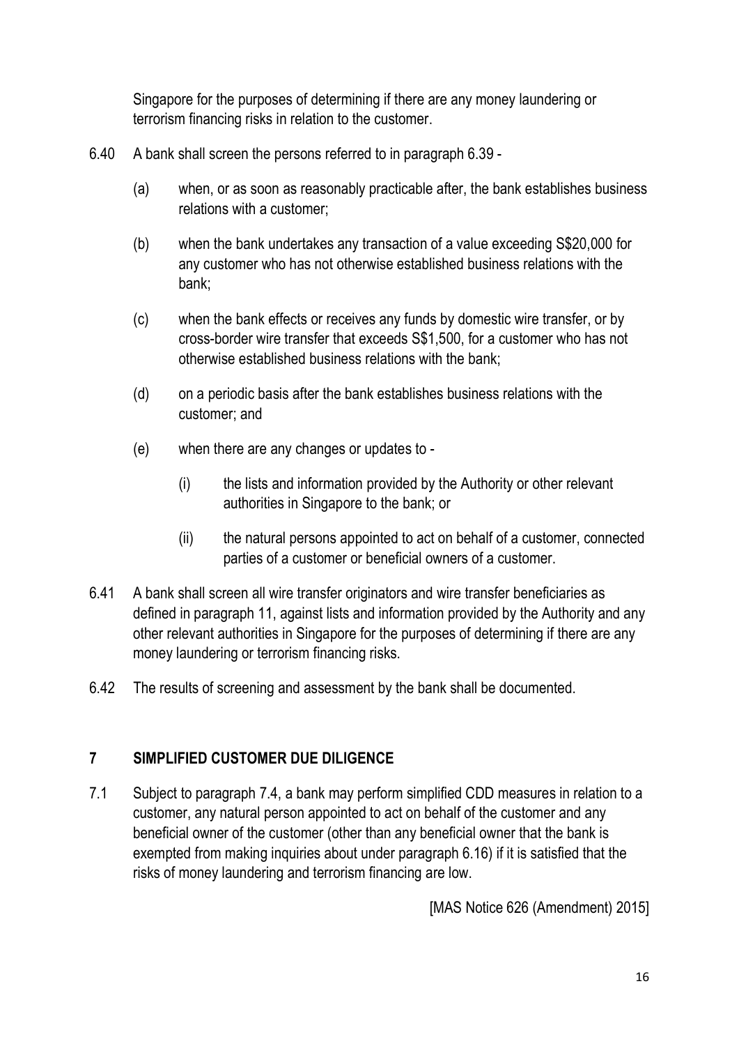Singapore for the purposes of determining if there are any money laundering or terrorism financing risks in relation to the customer.

6.40 A bank shall screen the persons referred to in paragraph 6.39 -

(a) when, or as soon as reasonably practicable after, the bank establishes business relations with a customer;

(b) when the bank undertakes any transaction of a value exceeding S$20,000 for any customer who has not otherwise established business relations with the bank;

(c) when the bank effects or receives any funds by domestic wire transfer, or by cross-border wire transfer that exceeds S$1,500, for a customer who has not otherwise established business relations with the bank;

(d) on a periodic basis after the bank establishes business relations with the customer; and

(e) when there are any changes or updates to -

(i) the lists and information provided by the Authority or other relevant authorities in Singapore to the bank; or

(ii) the natural persons appointed to act on behalf of a customer, connected parties of a customer or beneficial owners of a customer.

6.41 A bank shall screen all wire transfer originators and wire transfer beneficiaries as defined in paragraph 11, against lists and information provided by the Authority and any other relevant authorities in Singapore for the purposes of determining if there are any money laundering or terrorism financing risks.

6.42 The results of screening and assessment by the bank shall be documented.

## 7 SIMPLIFIED CUSTOMER DUE DILIGENCE

7.1 Subject to paragraph 7.4, a bank may perform simplified CDD measures in relation to a customer, any natural person appointed to act on behalf of the customer and any beneficial owner of the customer (other than any beneficial owner that the bank is exempted from making inquiries about under paragraph 6.16) if it is satisfied that the risks of money laundering and terrorism financing are low.

[MAS Notice 626 (Amendment) 2015]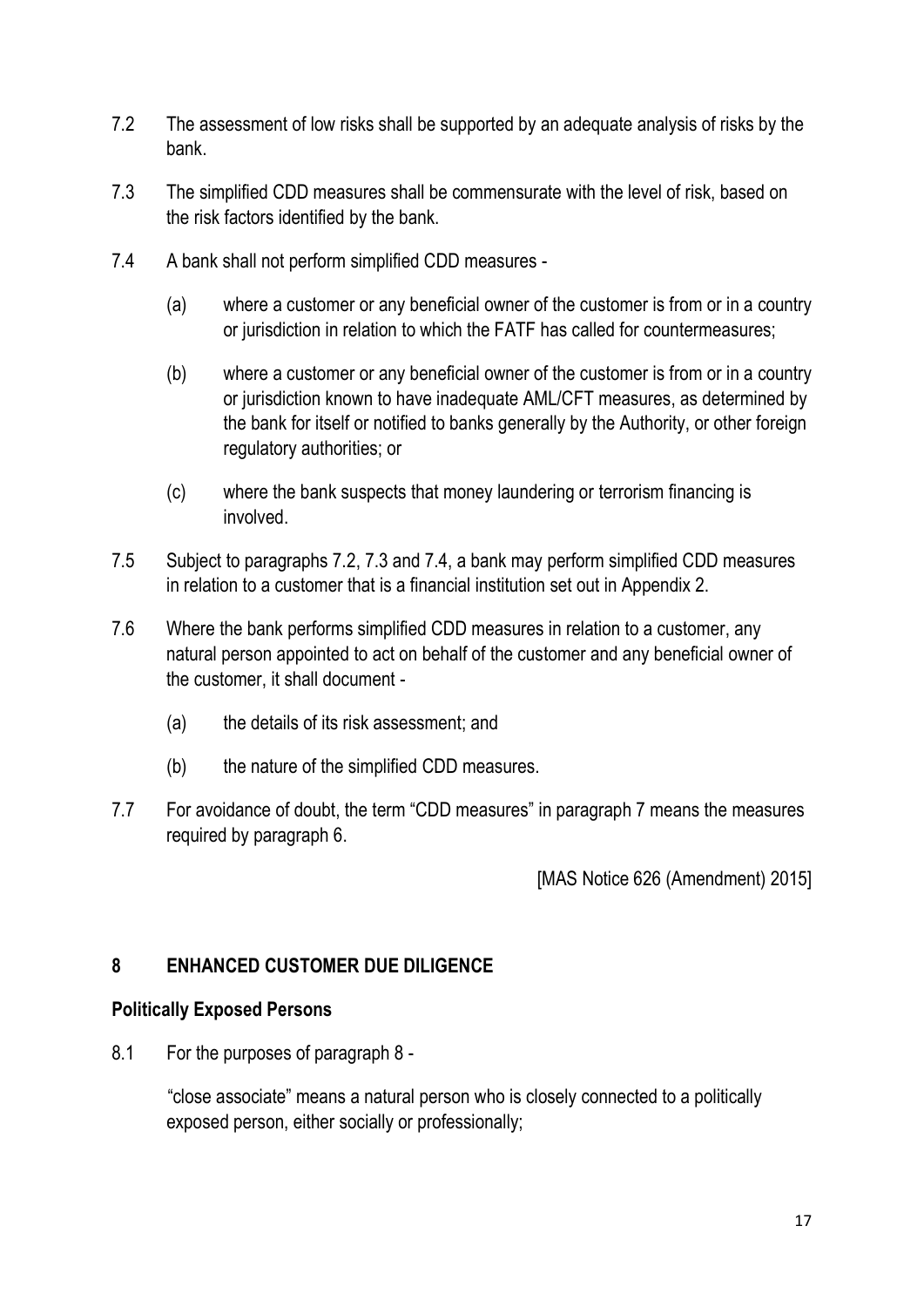7.2 The assessment of low risks shall be supported by an adequate analysis of risks by the bank.

7.3 The simplified CDD measures shall be commensurate with the level of risk, based on the risk factors identified by the bank.

7.4 A bank shall not perform simplified CDD measures -

(a) where a customer or any beneficial owner of the customer is from or in a country or jurisdiction in relation to which the FATF has called for countermeasures;

(b) where a customer or any beneficial owner of the customer is from or in a country or jurisdiction known to have inadequate AML/CFT measures, as determined by the bank for itself or notified to banks generally by the Authority, or other foreign regulatory authorities; or

(c) where the bank suspects that money laundering or terrorism financing is involved.

7.5 Subject to paragraphs 7.2, 7.3 and 7.4, a bank may perform simplified CDD measures in relation to a customer that is a financial institution set out in Appendix 2.

7.6 Where the bank performs simplified CDD measures in relation to a customer, any natural person appointed to act on behalf of the customer and any beneficial owner of the customer, it shall document -

(a) the details of its risk assessment; and

(b) the nature of the simplified CDD measures.

7.7 For avoidance of doubt, the term "CDD measures" in paragraph 7 means the measures required by paragraph 6.

[MAS Notice 626 (Amendment) 2015]

## 8 ENHANCED CUSTOMER DUE DILIGENCE

### Politically Exposed Persons

8.1 For the purposes of paragraph 8 -

"close associate" means a natural person who is closely connected to a politically exposed person, either socially or professionally;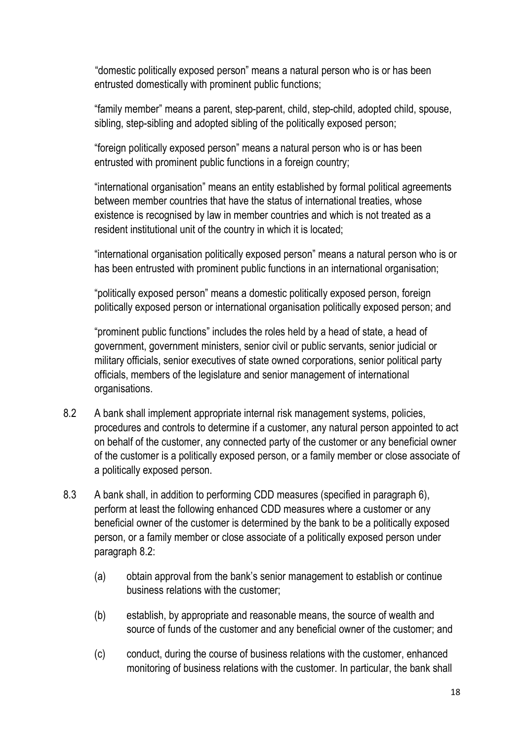"domestic politically exposed person" means a natural person who is or has been entrusted domestically with prominent public functions;

"family member" means a parent, step-parent, child, step-child, adopted child, spouse, sibling, step-sibling and adopted sibling of the politically exposed person;

"foreign politically exposed person" means a natural person who is or has been entrusted with prominent public functions in a foreign country;

"international organisation" means an entity established by formal political agreements between member countries that have the status of international treaties, whose existence is recognised by law in member countries and which is not treated as a resident institutional unit of the country in which it is located;

"international organisation politically exposed person" means a natural person who is or has been entrusted with prominent public functions in an international organisation;

"politically exposed person" means a domestic politically exposed person, foreign politically exposed person or international organisation politically exposed person; and

"prominent public functions" includes the roles held by a head of state, a head of government, government ministers, senior civil or public servants, senior judicial or military officials, senior executives of state owned corporations, senior political party officials, members of the legislature and senior management of international organisations.

8.2 A bank shall implement appropriate internal risk management systems, policies, procedures and controls to determine if a customer, any natural person appointed to act on behalf of the customer, any connected party of the customer or any beneficial owner of the customer is a politically exposed person, or a family member or close associate of a politically exposed person.

8.3 A bank shall, in addition to performing CDD measures (specified in paragraph 6), perform at least the following enhanced CDD measures where a customer or any beneficial owner of the customer is determined by the bank to be a politically exposed person, or a family member or close associate of a politically exposed person under paragraph 8.2:

(a) obtain approval from the bank's senior management to establish or continue business relations with the customer;

(b) establish, by appropriate and reasonable means, the source of wealth and source of funds of the customer and any beneficial owner of the customer; and

(c) conduct, during the course of business relations with the customer, enhanced monitoring of business relations with the customer. In particular, the bank shall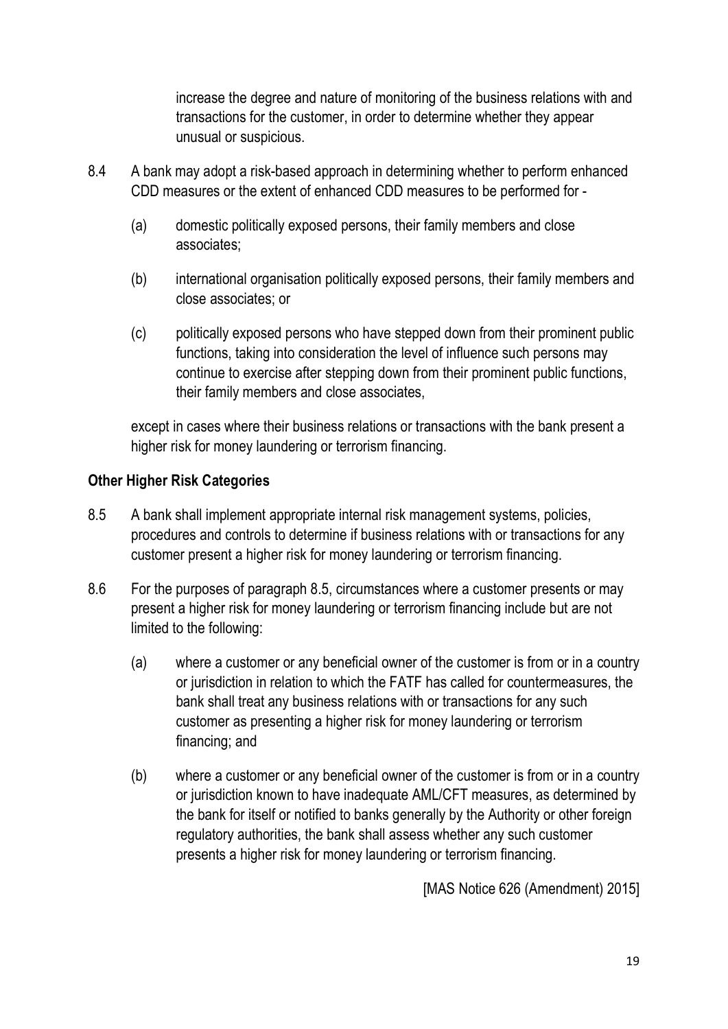increase the degree and nature of monitoring of the business relations with and transactions for the customer, in order to determine whether they appear unusual or suspicious.

8.4 A bank may adopt a risk-based approach in determining whether to perform enhanced CDD measures or the extent of enhanced CDD measures to be performed for -

(a) domestic politically exposed persons, their family members and close associates;

(b) international organisation politically exposed persons, their family members and close associates; or

(c) politically exposed persons who have stepped down from their prominent public functions, taking into consideration the level of influence such persons may continue to exercise after stepping down from their prominent public functions, their family members and close associates,

except in cases where their business relations or transactions with the bank present a higher risk for money laundering or terrorism financing.

**Other Higher Risk Categories**

8.5 A bank shall implement appropriate internal risk management systems, policies, procedures and controls to determine if business relations with or transactions for any customer present a higher risk for money laundering or terrorism financing.

8.6 For the purposes of paragraph 8.5, circumstances where a customer presents or may present a higher risk for money laundering or terrorism financing include but are not limited to the following:

(a) where a customer or any beneficial owner of the customer is from or in a country or jurisdiction in relation to which the FATF has called for countermeasures, the bank shall treat any business relations with or transactions for any such customer as presenting a higher risk for money laundering or terrorism financing; and

(b) where a customer or any beneficial owner of the customer is from or in a country or jurisdiction known to have inadequate AML/CFT measures, as determined by the bank for itself or notified to banks generally by the Authority or other foreign regulatory authorities, the bank shall assess whether any such customer presents a higher risk for money laundering or terrorism financing.

[MAS Notice 626 (Amendment) 2015]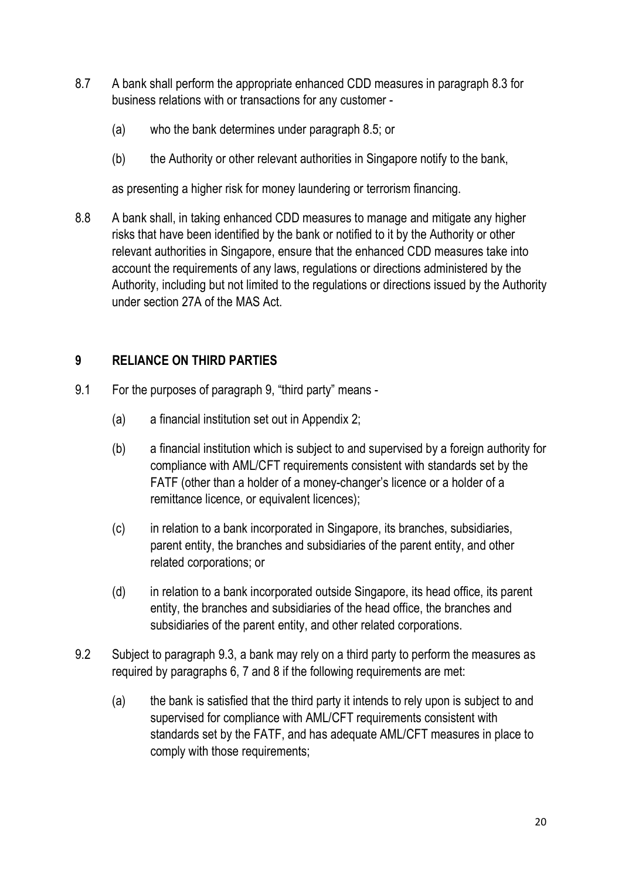8.7 A bank shall perform the appropriate enhanced CDD measures in paragraph 8.3 for business relations with or transactions for any customer -

(a) who the bank determines under paragraph 8.5; or

(b) the Authority or other relevant authorities in Singapore notify to the bank,

as presenting a higher risk for money laundering or terrorism financing.

8.8 A bank shall, in taking enhanced CDD measures to manage and mitigate any higher risks that have been identified by the bank or notified to it by the Authority or other relevant authorities in Singapore, ensure that the enhanced CDD measures take into account the requirements of any laws, regulations or directions administered by the Authority, including but not limited to the regulations or directions issued by the Authority under section 27A of the MAS Act.

## 9 RELIANCE ON THIRD PARTIES

9.1 For the purposes of paragraph 9, "third party" means -

(a) a financial institution set out in Appendix 2;

(b) a financial institution which is subject to and supervised by a foreign authority for compliance with AML/CFT requirements consistent with standards set by the FATF (other than a holder of a money-changer's licence or a holder of a remittance licence, or equivalent licences);

(c) in relation to a bank incorporated in Singapore, its branches, subsidiaries, parent entity, the branches and subsidiaries of the parent entity, and other related corporations; or

(d) in relation to a bank incorporated outside Singapore, its head office, its parent entity, the branches and subsidiaries of the head office, the branches and subsidiaries of the parent entity, and other related corporations.

9.2 Subject to paragraph 9.3, a bank may rely on a third party to perform the measures as required by paragraphs 6, 7 and 8 if the following requirements are met:

(a) the bank is satisfied that the third party it intends to rely upon is subject to and supervised for compliance with AML/CFT requirements consistent with standards set by the FATF, and has adequate AML/CFT measures in place to comply with those requirements;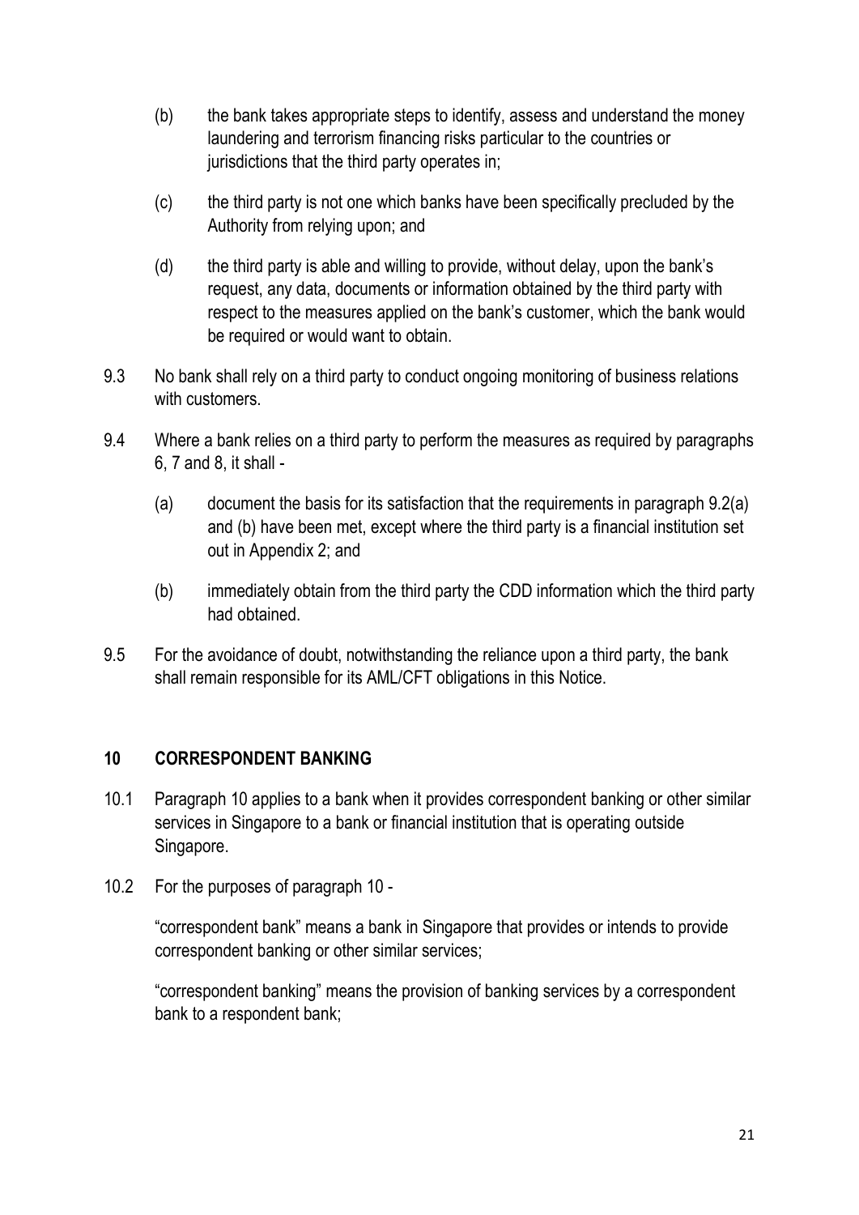(b) the bank takes appropriate steps to identify, assess and understand the money laundering and terrorism financing risks particular to the countries or jurisdictions that the third party operates in;

(c) the third party is not one which banks have been specifically precluded by the Authority from relying upon; and

(d) the third party is able and willing to provide, without delay, upon the bank's request, any data, documents or information obtained by the third party with respect to the measures applied on the bank's customer, which the bank would be required or would want to obtain.

9.3 No bank shall rely on a third party to conduct ongoing monitoring of business relations with customers.

9.4 Where a bank relies on a third party to perform the measures as required by paragraphs 6, 7 and 8, it shall -

(a) document the basis for its satisfaction that the requirements in paragraph 9.2(a) and (b) have been met, except where the third party is a financial institution set out in Appendix 2; and

(b) immediately obtain from the third party the CDD information which the third party had obtained.

9.5 For the avoidance of doubt, notwithstanding the reliance upon a third party, the bank shall remain responsible for its AML/CFT obligations in this Notice.

## 10 CORRESPONDENT BANKING

10.1 Paragraph 10 applies to a bank when it provides correspondent banking or other similar services in Singapore to a bank or financial institution that is operating outside Singapore.

10.2 For the purposes of paragraph 10 -

"correspondent bank" means a bank in Singapore that provides or intends to provide correspondent banking or other similar services;

"correspondent banking" means the provision of banking services by a correspondent bank to a respondent bank;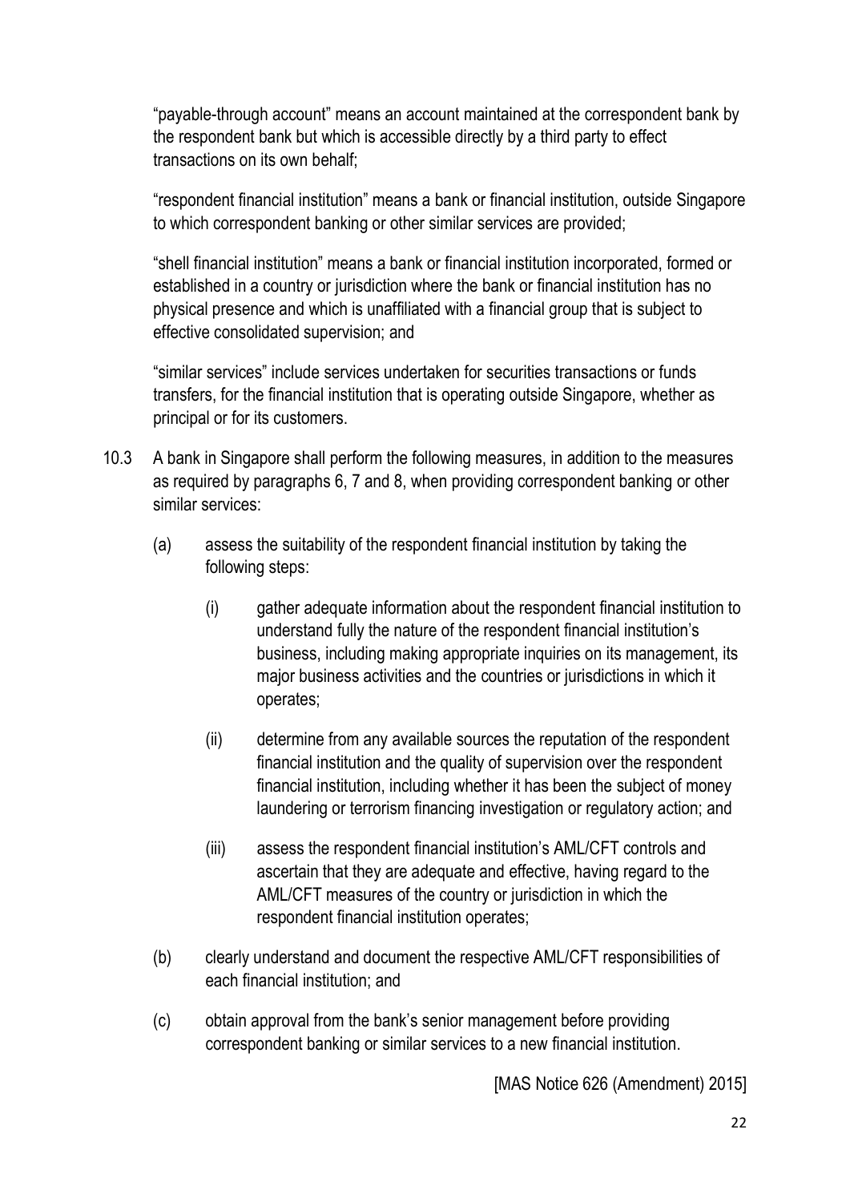"payable-through account" means an account maintained at the correspondent bank by the respondent bank but which is accessible directly by a third party to effect transactions on its own behalf;

"respondent financial institution" means a bank or financial institution, outside Singapore to which correspondent banking or other similar services are provided;

"shell financial institution" means a bank or financial institution incorporated, formed or established in a country or jurisdiction where the bank or financial institution has no physical presence and which is unaffiliated with a financial group that is subject to effective consolidated supervision; and

"similar services" include services undertaken for securities transactions or funds transfers, for the financial institution that is operating outside Singapore, whether as principal or for its customers.

10.3 A bank in Singapore shall perform the following measures, in addition to the measures as required by paragraphs 6, 7 and 8, when providing correspondent banking or other similar services:

(a) assess the suitability of the respondent financial institution by taking the following steps:

(i) gather adequate information about the respondent financial institution to understand fully the nature of the respondent financial institution's business, including making appropriate inquiries on its management, its major business activities and the countries or jurisdictions in which it operates;

(ii) determine from any available sources the reputation of the respondent financial institution and the quality of supervision over the respondent financial institution, including whether it has been the subject of money laundering or terrorism financing investigation or regulatory action; and

(iii) assess the respondent financial institution's AML/CFT controls and ascertain that they are adequate and effective, having regard to the AML/CFT measures of the country or jurisdiction in which the respondent financial institution operates;

(b) clearly understand and document the respective AML/CFT responsibilities of each financial institution; and

(c) obtain approval from the bank's senior management before providing correspondent banking or similar services to a new financial institution.

[MAS Notice 626 (Amendment) 2015]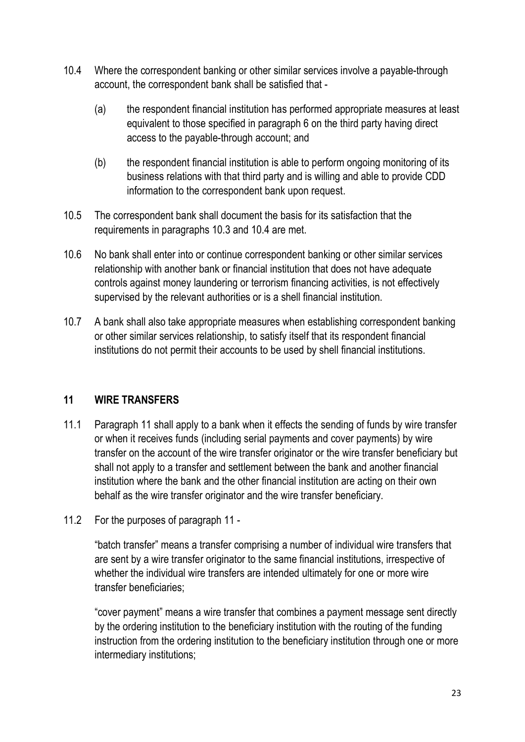10.4 Where the correspondent banking or other similar services involve a payable-through account, the correspondent bank shall be satisfied that -

(a) the respondent financial institution has performed appropriate measures at least equivalent to those specified in paragraph 6 on the third party having direct access to the payable-through account; and

(b) the respondent financial institution is able to perform ongoing monitoring of its business relations with that third party and is willing and able to provide CDD information to the correspondent bank upon request.

10.5 The correspondent bank shall document the basis for its satisfaction that the requirements in paragraphs 10.3 and 10.4 are met.

10.6 No bank shall enter into or continue correspondent banking or other similar services relationship with another bank or financial institution that does not have adequate controls against money laundering or terrorism financing activities, is not effectively supervised by the relevant authorities or is a shell financial institution.

10.7 A bank shall also take appropriate measures when establishing correspondent banking or other similar services relationship, to satisfy itself that its respondent financial institutions do not permit their accounts to be used by shell financial institutions.

## 11 WIRE TRANSFERS

11.1 Paragraph 11 shall apply to a bank when it effects the sending of funds by wire transfer or when it receives funds (including serial payments and cover payments) by wire transfer on the account of the wire transfer originator or the wire transfer beneficiary but shall not apply to a transfer and settlement between the bank and another financial institution where the bank and the other financial institution are acting on their own behalf as the wire transfer originator and the wire transfer beneficiary.

11.2 For the purposes of paragraph 11 -

"batch transfer" means a transfer comprising a number of individual wire transfers that are sent by a wire transfer originator to the same financial institutions, irrespective of whether the individual wire transfers are intended ultimately for one or more wire transfer beneficiaries;

"cover payment" means a wire transfer that combines a payment message sent directly by the ordering institution to the beneficiary institution with the routing of the funding instruction from the ordering institution to the beneficiary institution through one or more intermediary institutions;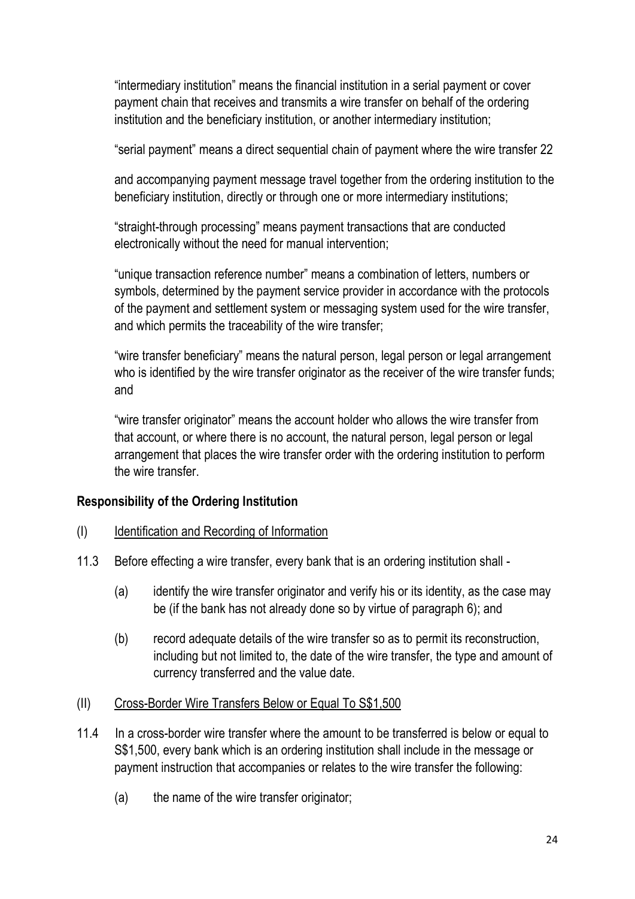"intermediary institution" means the financial institution in a serial payment or cover payment chain that receives and transmits a wire transfer on behalf of the ordering institution and the beneficiary institution, or another intermediary institution;

"serial payment" means a direct sequential chain of payment where the wire transfer 22

and accompanying payment message travel together from the ordering institution to the beneficiary institution, directly or through one or more intermediary institutions;

"straight-through processing" means payment transactions that are conducted electronically without the need for manual intervention;

"unique transaction reference number" means a combination of letters, numbers or symbols, determined by the payment service provider in accordance with the protocols of the payment and settlement system or messaging system used for the wire transfer, and which permits the traceability of the wire transfer;

"wire transfer beneficiary" means the natural person, legal person or legal arrangement who is identified by the wire transfer originator as the receiver of the wire transfer funds; and

"wire transfer originator" means the account holder who allows the wire transfer from that account, or where there is no account, the natural person, legal person or legal arrangement that places the wire transfer order with the ordering institution to perform the wire transfer.

**Responsibility of the Ordering Institution**

(I) Identification and Recording of Information

11.3 Before effecting a wire transfer, every bank that is an ordering institution shall -

(a) identify the wire transfer originator and verify his or its identity, as the case may be (if the bank has not already done so by virtue of paragraph 6); and

(b) record adequate details of the wire transfer so as to permit its reconstruction, including but not limited to, the date of the wire transfer, the type and amount of currency transferred and the value date.

(II) Cross-Border Wire Transfers Below or Equal To S$1,500

11.4 In a cross-border wire transfer where the amount to be transferred is below or equal to S$1,500, every bank which is an ordering institution shall include in the message or payment instruction that accompanies or relates to the wire transfer the following:

(a) the name of the wire transfer originator;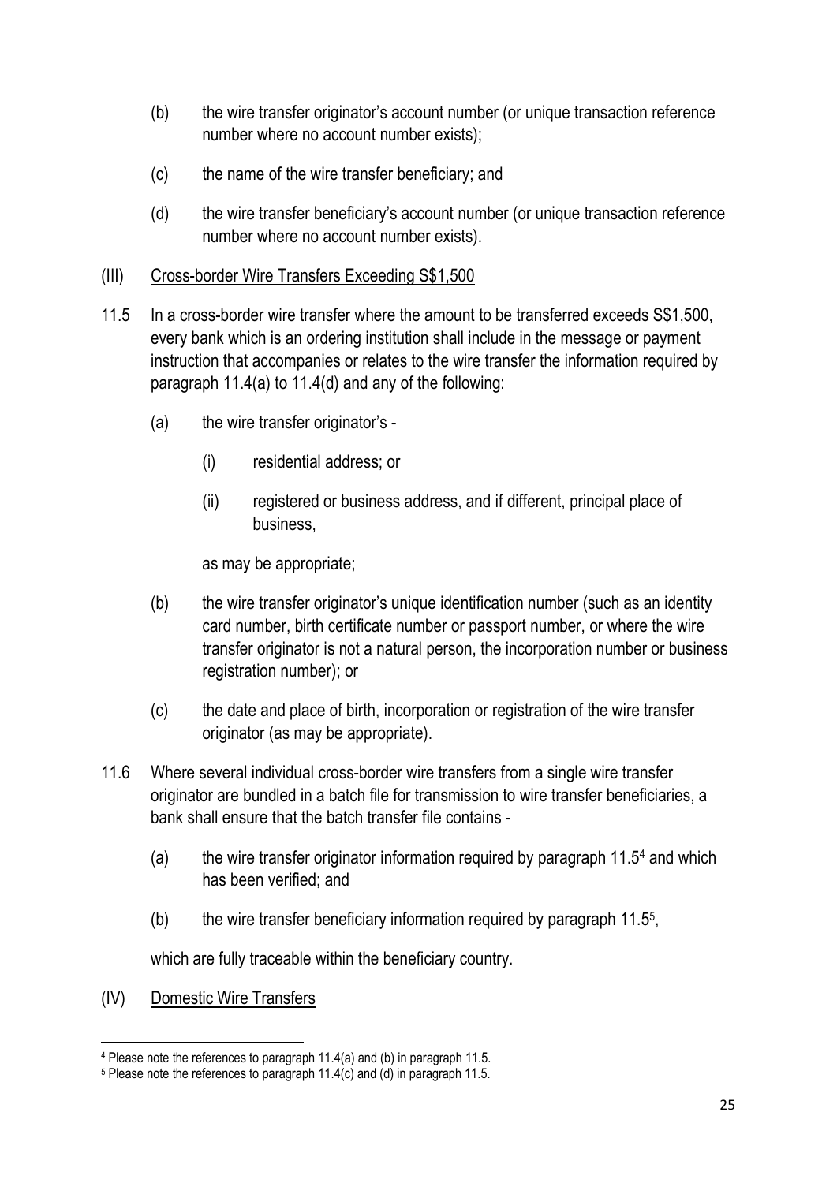(b) the wire transfer originator's account number (or unique transaction reference number where no account number exists);

(c) the name of the wire transfer beneficiary; and

(d) the wire transfer beneficiary's account number (or unique transaction reference number where no account number exists).

(III) <u>Cross-border Wire Transfers Exceeding S$1,500</u>

11.5 In a cross-border wire transfer where the amount to be transferred exceeds S$1,500, every bank which is an ordering institution shall include in the message or payment instruction that accompanies or relates to the wire transfer the information required by paragraph 11.4(a) to 11.4(d) and any of the following:

(a) the wire transfer originator's -

(i) residential address; or

(ii) registered or business address, and if different, principal place of business,

as may be appropriate;

(b) the wire transfer originator's unique identification number (such as an identity card number, birth certificate number or passport number, or where the wire transfer originator is not a natural person, the incorporation number or business registration number); or

(c) the date and place of birth, incorporation or registration of the wire transfer originator (as may be appropriate).

11.6 Where several individual cross-border wire transfers from a single wire transfer originator are bundled in a batch file for transmission to wire transfer beneficiaries, a bank shall ensure that the batch transfer file contains -

(a) the wire transfer originator information required by paragraph 11.5[4] and which has been verified; and

(b) the wire transfer beneficiary information required by paragraph 11.5[5],

which are fully traceable within the beneficiary country.

(IV) <u>Domestic Wire Transfers</u>

---

[4] Please note the references to paragraph 11.4(a) and (b) in paragraph 11.5.

[5] Please note the references to paragraph 11.4(c) and (d) in paragraph 11.5.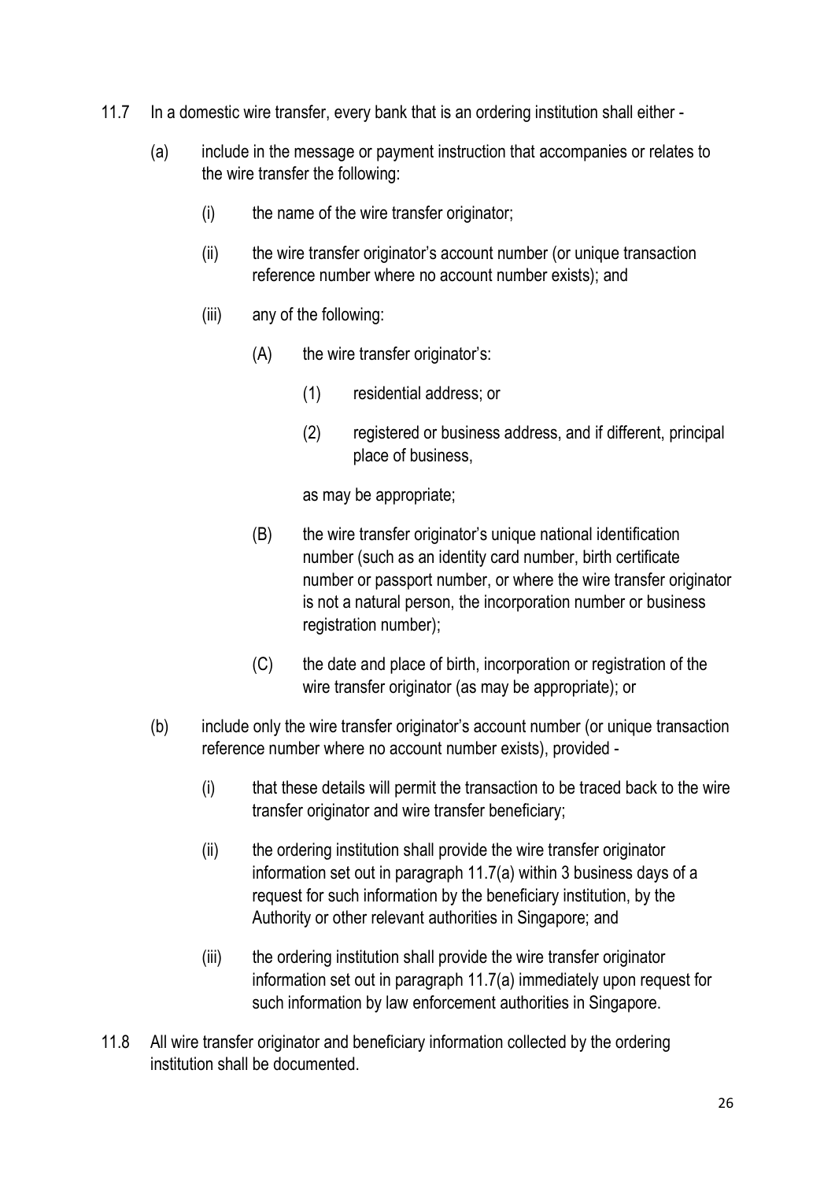11.7 In a domestic wire transfer, every bank that is an ordering institution shall either -

   (a) include in the message or payment instruction that accompanies or relates to the wire transfer the following:

      (i) the name of the wire transfer originator;

      (ii) the wire transfer originator's account number (or unique transaction reference number where no account number exists); and

      (iii) any of the following:

         (A) the wire transfer originator's:

            (1) residential address; or

            (2) registered or business address, and if different, principal place of business,

            as may be appropriate;

         (B) the wire transfer originator's unique national identification number (such as an identity card number, birth certificate number or passport number, or where the wire transfer originator is not a natural person, the incorporation number or business registration number);

         (C) the date and place of birth, incorporation or registration of the wire transfer originator (as may be appropriate); or

   (b) include only the wire transfer originator's account number (or unique transaction reference number where no account number exists), provided -

      (i) that these details will permit the transaction to be traced back to the wire transfer originator and wire transfer beneficiary;

      (ii) the ordering institution shall provide the wire transfer originator information set out in paragraph 11.7(a) within 3 business days of a request for such information by the beneficiary institution, by the Authority or other relevant authorities in Singapore; and

      (iii) the ordering institution shall provide the wire transfer originator information set out in paragraph 11.7(a) immediately upon request for such information by law enforcement authorities in Singapore.

11.8 All wire transfer originator and beneficiary information collected by the ordering institution shall be documented.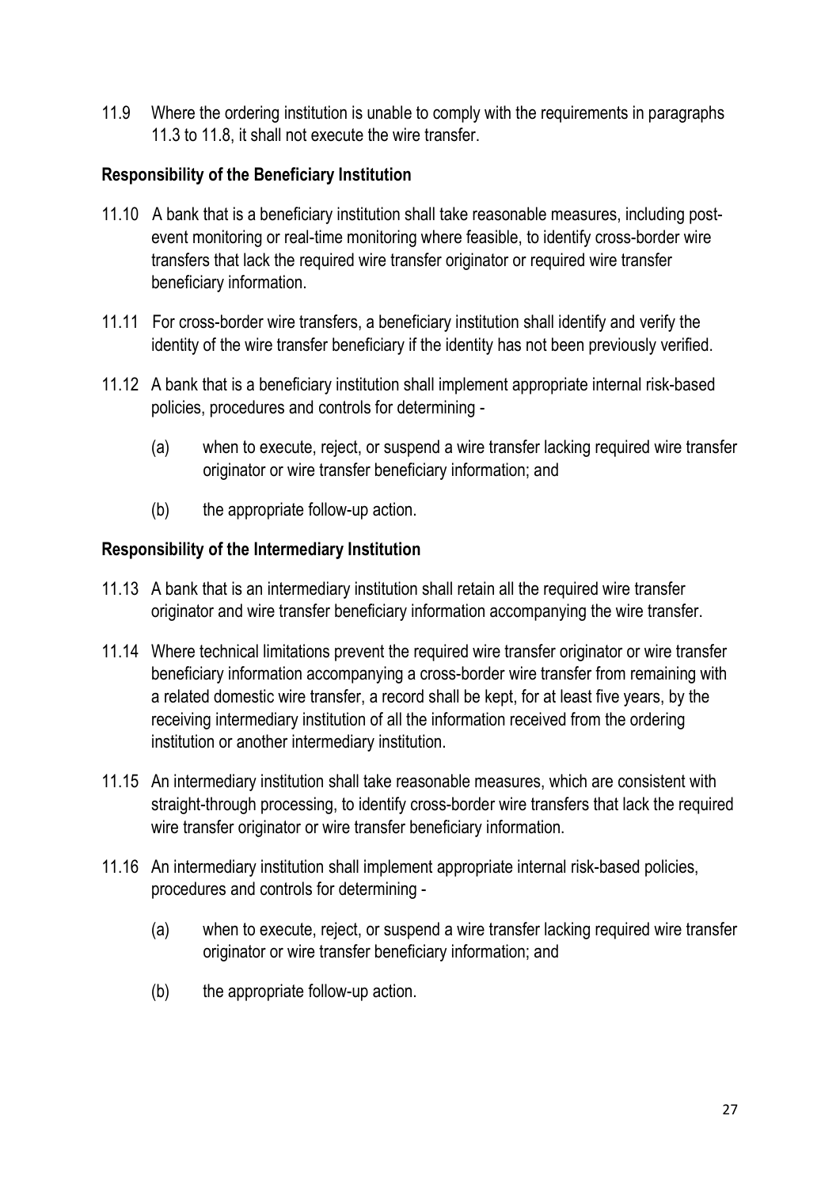11.9 Where the ordering institution is unable to comply with the requirements in paragraphs 11.3 to 11.8, it shall not execute the wire transfer.

**Responsibility of the Beneficiary Institution**

11.10 A bank that is a beneficiary institution shall take reasonable measures, including post-event monitoring or real-time monitoring where feasible, to identify cross-border wire transfers that lack the required wire transfer originator or required wire transfer beneficiary information.

11.11 For cross-border wire transfers, a beneficiary institution shall identify and verify the identity of the wire transfer beneficiary if the identity has not been previously verified.

11.12 A bank that is a beneficiary institution shall implement appropriate internal risk-based policies, procedures and controls for determining -

(a) when to execute, reject, or suspend a wire transfer lacking required wire transfer originator or wire transfer beneficiary information; and

(b) the appropriate follow-up action.

**Responsibility of the Intermediary Institution**

11.13 A bank that is an intermediary institution shall retain all the required wire transfer originator and wire transfer beneficiary information accompanying the wire transfer.

11.14 Where technical limitations prevent the required wire transfer originator or wire transfer beneficiary information accompanying a cross-border wire transfer from remaining with a related domestic wire transfer, a record shall be kept, for at least five years, by the receiving intermediary institution of all the information received from the ordering institution or another intermediary institution.

11.15 An intermediary institution shall take reasonable measures, which are consistent with straight-through processing, to identify cross-border wire transfers that lack the required wire transfer originator or wire transfer beneficiary information.

11.16 An intermediary institution shall implement appropriate internal risk-based policies, procedures and controls for determining -

(a) when to execute, reject, or suspend a wire transfer lacking required wire transfer originator or wire transfer beneficiary information; and

(b) the appropriate follow-up action.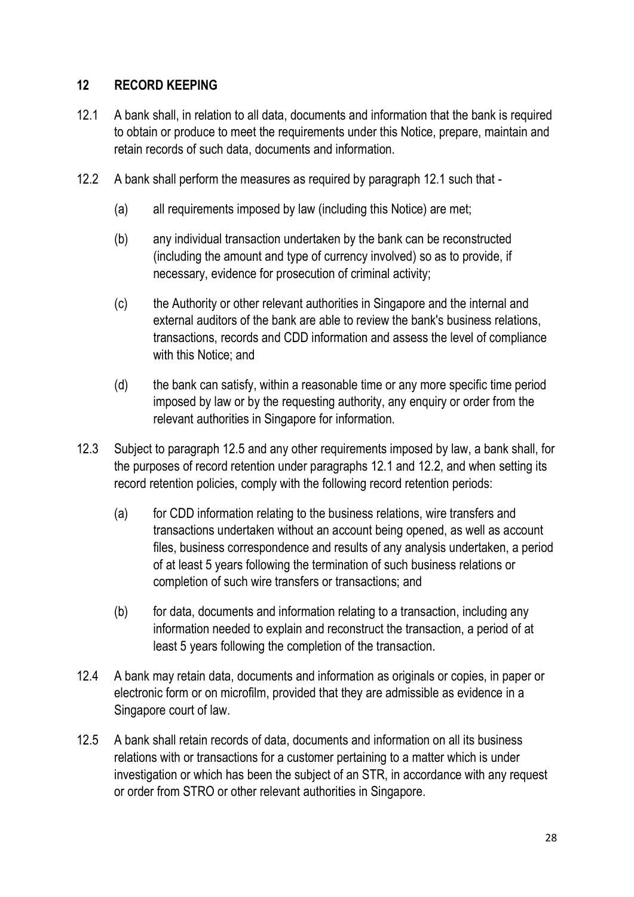## 12 RECORD KEEPING

12.1 A bank shall, in relation to all data, documents and information that the bank is required to obtain or produce to meet the requirements under this Notice, prepare, maintain and retain records of such data, documents and information.

12.2 A bank shall perform the measures as required by paragraph 12.1 such that -

(a) all requirements imposed by law (including this Notice) are met;

(b) any individual transaction undertaken by the bank can be reconstructed (including the amount and type of currency involved) so as to provide, if necessary, evidence for prosecution of criminal activity;

(c) the Authority or other relevant authorities in Singapore and the internal and external auditors of the bank are able to review the bank's business relations, transactions, records and CDD information and assess the level of compliance with this Notice; and

(d) the bank can satisfy, within a reasonable time or any more specific time period imposed by law or by the requesting authority, any enquiry or order from the relevant authorities in Singapore for information.

12.3 Subject to paragraph 12.5 and any other requirements imposed by law, a bank shall, for the purposes of record retention under paragraphs 12.1 and 12.2, and when setting its record retention policies, comply with the following record retention periods:

(a) for CDD information relating to the business relations, wire transfers and transactions undertaken without an account being opened, as well as account files, business correspondence and results of any analysis undertaken, a period of at least 5 years following the termination of such business relations or completion of such wire transfers or transactions; and

(b) for data, documents and information relating to a transaction, including any information needed to explain and reconstruct the transaction, a period of at least 5 years following the completion of the transaction.

12.4 A bank may retain data, documents and information as originals or copies, in paper or electronic form or on microfilm, provided that they are admissible as evidence in a Singapore court of law.

12.5 A bank shall retain records of data, documents and information on all its business relations with or transactions for a customer pertaining to a matter which is under investigation or which has been the subject of an STR, in accordance with any request or order from STRO or other relevant authorities in Singapore.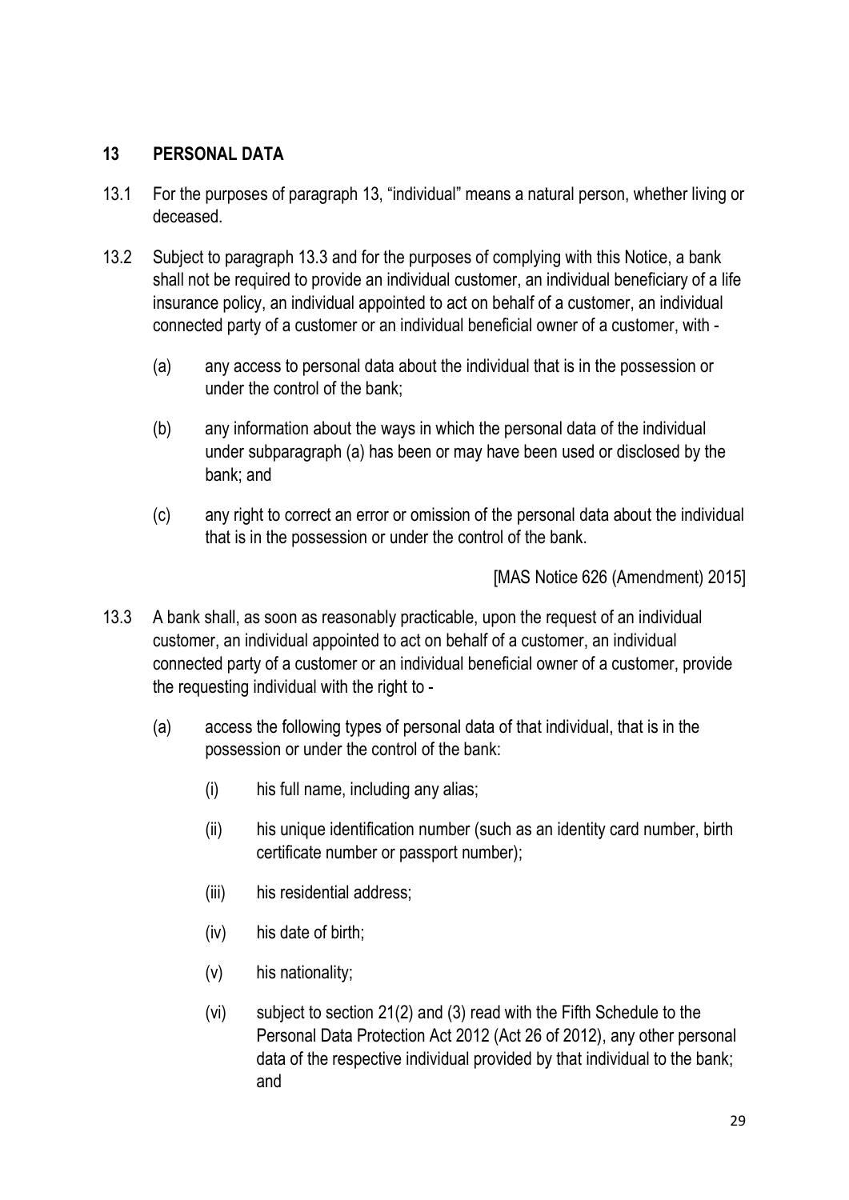## 13 PERSONAL DATA

13.1 For the purposes of paragraph 13, "individual" means a natural person, whether living or deceased.

13.2 Subject to paragraph 13.3 and for the purposes of complying with this Notice, a bank shall not be required to provide an individual customer, an individual beneficiary of a life insurance policy, an individual appointed to act on behalf of a customer, an individual connected party of a customer or an individual beneficial owner of a customer, with -

(a) any access to personal data about the individual that is in the possession or under the control of the bank;

(b) any information about the ways in which the personal data of the individual under subparagraph (a) has been or may have been used or disclosed by the bank; and

(c) any right to correct an error or omission of the personal data about the individual that is in the possession or under the control of the bank.

[MAS Notice 626 (Amendment) 2015]

13.3 A bank shall, as soon as reasonably practicable, upon the request of an individual customer, an individual appointed to act on behalf of a customer, an individual connected party of a customer or an individual beneficial owner of a customer, provide the requesting individual with the right to -

(a) access the following types of personal data of that individual, that is in the possession or under the control of the bank:

(i) his full name, including any alias;

(ii) his unique identification number (such as an identity card number, birth certificate number or passport number);

(iii) his residential address;

(iv) his date of birth;

(v) his nationality;

(vi) subject to section 21(2) and (3) read with the Fifth Schedule to the Personal Data Protection Act 2012 (Act 26 of 2012), any other personal data of the respective individual provided by that individual to the bank; and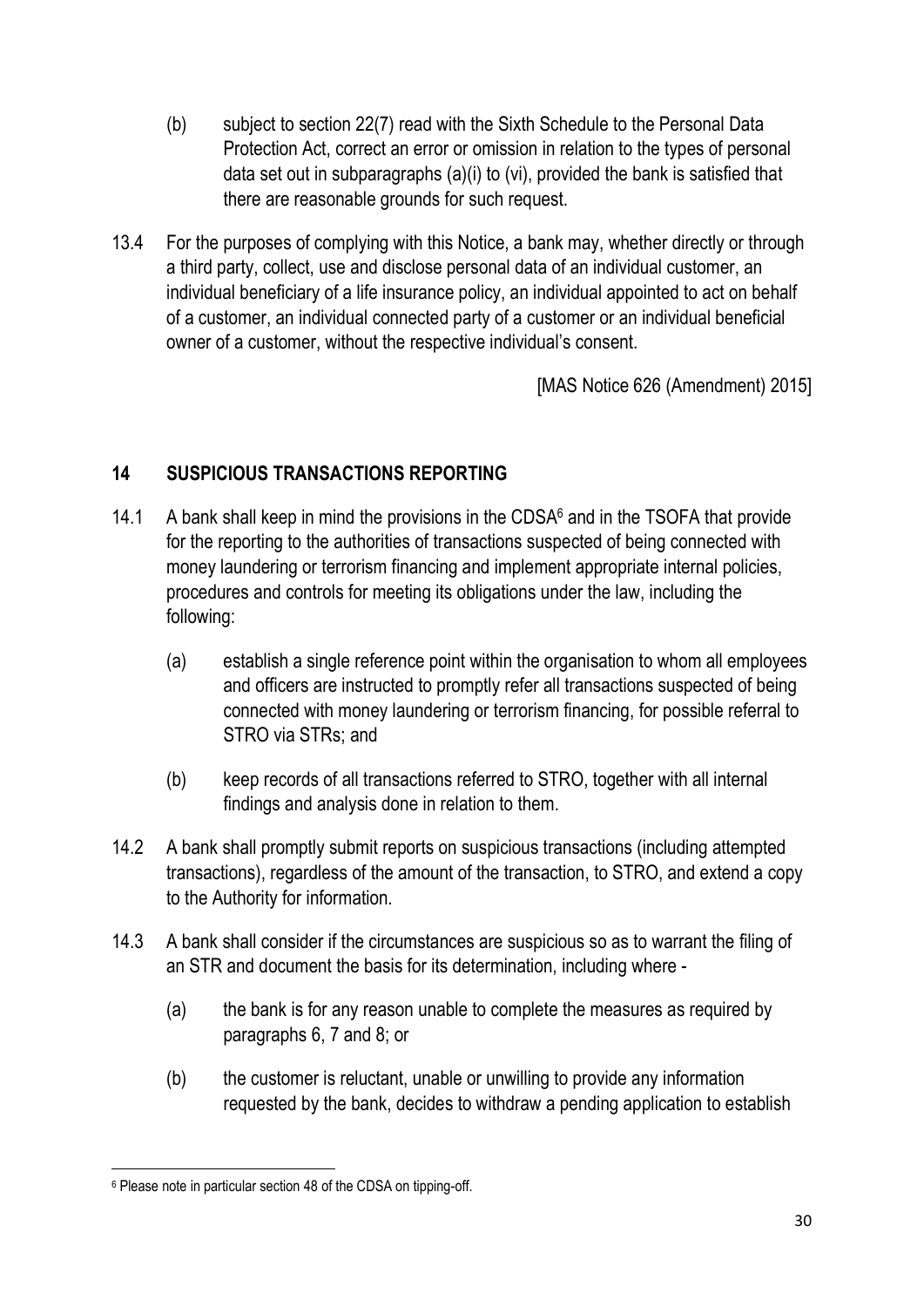(b) subject to section 22(7) read with the Sixth Schedule to the Personal Data Protection Act, correct an error or omission in relation to the types of personal data set out in subparagraphs (a)(i) to (vi), provided the bank is satisfied that there are reasonable grounds for such request.

13.4 For the purposes of complying with this Notice, a bank may, whether directly or through a third party, collect, use and disclose personal data of an individual customer, an individual beneficiary of a life insurance policy, an individual appointed to act on behalf of a customer, an individual connected party of a customer or an individual beneficial owner of a customer, without the respective individual's consent.

[MAS Notice 626 (Amendment) 2015]

## 14 SUSPICIOUS TRANSACTIONS REPORTING

14.1 A bank shall keep in mind the provisions in the CDSA[6] and in the TSOFA that provide for the reporting to the authorities of transactions suspected of being connected with money laundering or terrorism financing and implement appropriate internal policies, procedures and controls for meeting its obligations under the law, including the following:

(a) establish a single reference point within the organisation to whom all employees and officers are instructed to promptly refer all transactions suspected of being connected with money laundering or terrorism financing, for possible referral to STRO via STRs; and

(b) keep records of all transactions referred to STRO, together with all internal findings and analysis done in relation to them.

14.2 A bank shall promptly submit reports on suspicious transactions (including attempted transactions), regardless of the amount of the transaction, to STRO, and extend a copy to the Authority for information.

14.3 A bank shall consider if the circumstances are suspicious so as to warrant the filing of an STR and document the basis for its determination, including where -

(a) the bank is for any reason unable to complete the measures as required by paragraphs 6, 7 and 8; or

(b) the customer is reluctant, unable or unwilling to provide any information requested by the bank, decides to withdraw a pending application to establish

[6] Please note in particular section 48 of the CDSA on tipping-off.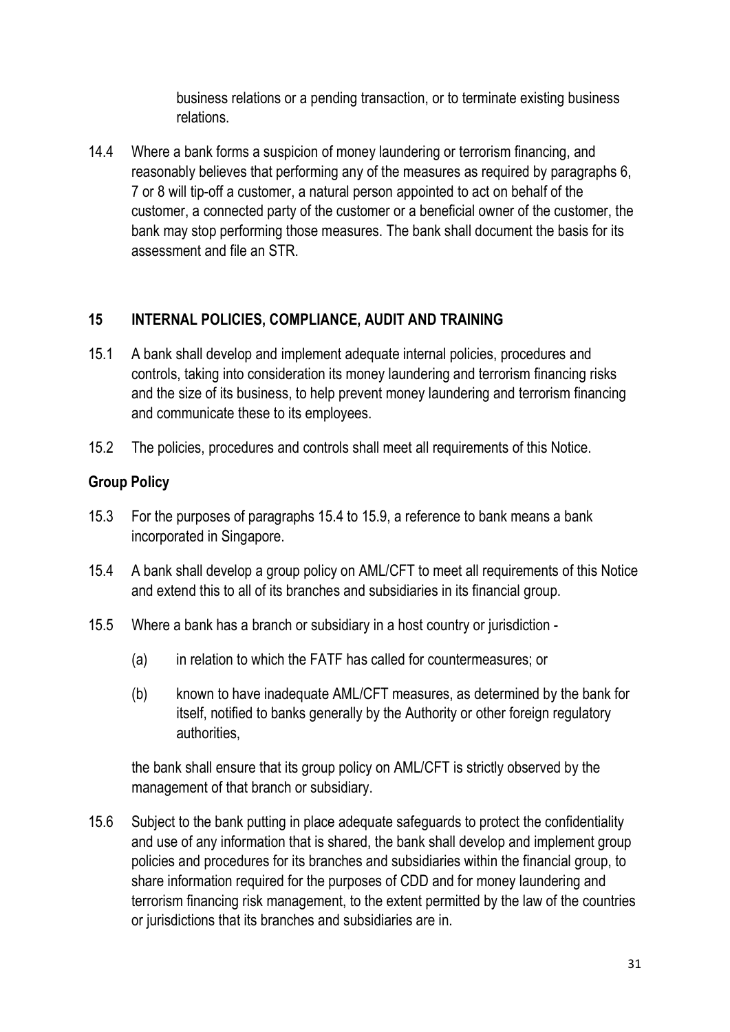business relations or a pending transaction, or to terminate existing business relations.

14.4 Where a bank forms a suspicion of money laundering or terrorism financing, and reasonably believes that performing any of the measures as required by paragraphs 6, 7 or 8 will tip-off a customer, a natural person appointed to act on behalf of the customer, a connected party of the customer or a beneficial owner of the customer, the bank may stop performing those measures. The bank shall document the basis for its assessment and file an STR.

## 15 INTERNAL POLICIES, COMPLIANCE, AUDIT AND TRAINING

15.1 A bank shall develop and implement adequate internal policies, procedures and controls, taking into consideration its money laundering and terrorism financing risks and the size of its business, to help prevent money laundering and terrorism financing and communicate these to its employees.

15.2 The policies, procedures and controls shall meet all requirements of this Notice.

### Group Policy

15.3 For the purposes of paragraphs 15.4 to 15.9, a reference to bank means a bank incorporated in Singapore.

15.4 A bank shall develop a group policy on AML/CFT to meet all requirements of this Notice and extend this to all of its branches and subsidiaries in its financial group.

15.5 Where a bank has a branch or subsidiary in a host country or jurisdiction -

(a) in relation to which the FATF has called for countermeasures; or

(b) known to have inadequate AML/CFT measures, as determined by the bank for itself, notified to banks generally by the Authority or other foreign regulatory authorities,

the bank shall ensure that its group policy on AML/CFT is strictly observed by the management of that branch or subsidiary.

15.6 Subject to the bank putting in place adequate safeguards to protect the confidentiality and use of any information that is shared, the bank shall develop and implement group policies and procedures for its branches and subsidiaries within the financial group, to share information required for the purposes of CDD and for money laundering and terrorism financing risk management, to the extent permitted by the law of the countries or jurisdictions that its branches and subsidiaries are in.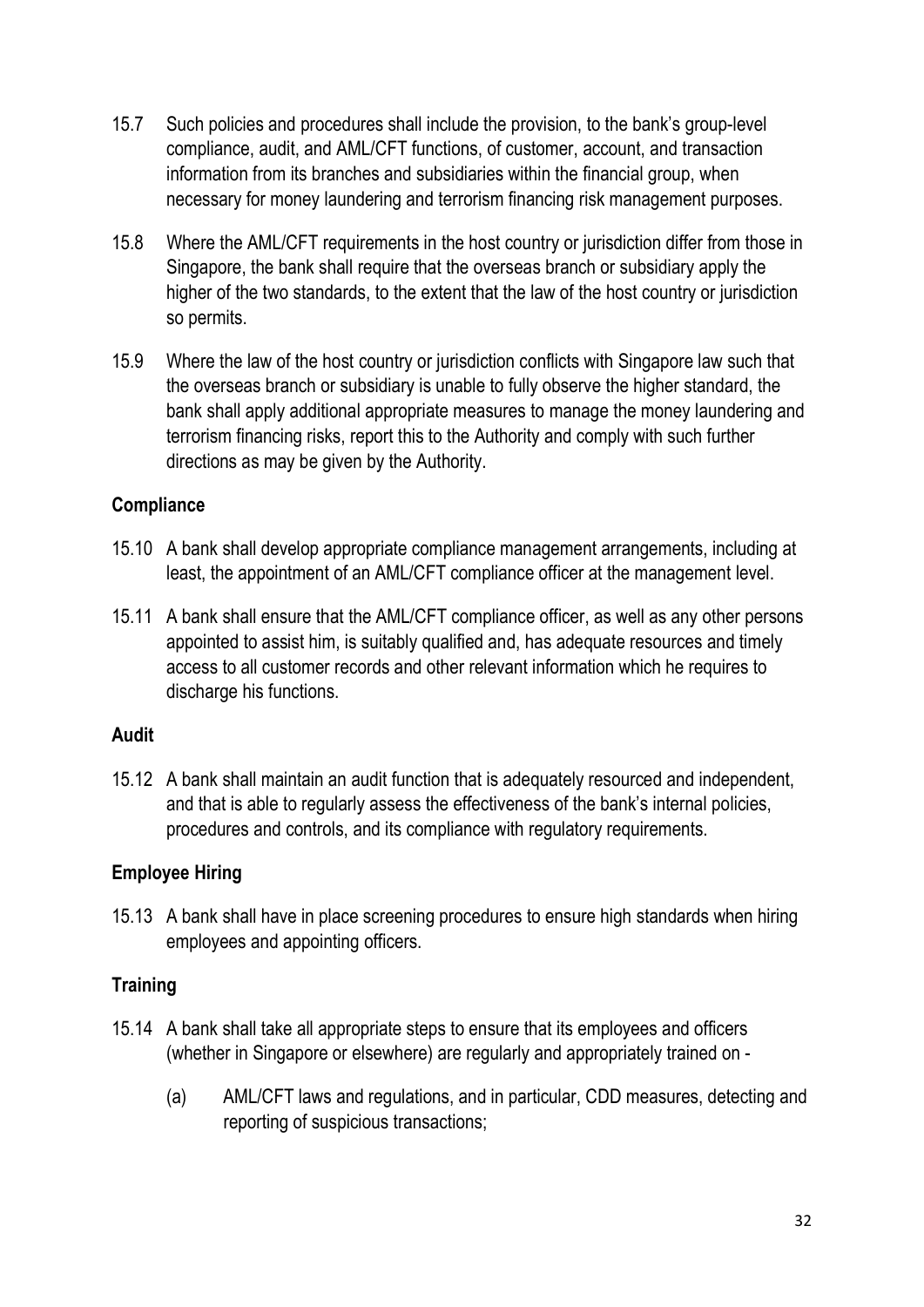15.7 Such policies and procedures shall include the provision, to the bank's group-level compliance, audit, and AML/CFT functions, of customer, account, and transaction information from its branches and subsidiaries within the financial group, when necessary for money laundering and terrorism financing risk management purposes.

15.8 Where the AML/CFT requirements in the host country or jurisdiction differ from those in Singapore, the bank shall require that the overseas branch or subsidiary apply the higher of the two standards, to the extent that the law of the host country or jurisdiction so permits.

15.9 Where the law of the host country or jurisdiction conflicts with Singapore law such that the overseas branch or subsidiary is unable to fully observe the higher standard, the bank shall apply additional appropriate measures to manage the money laundering and terrorism financing risks, report this to the Authority and comply with such further directions as may be given by the Authority.

**Compliance**

15.10 A bank shall develop appropriate compliance management arrangements, including at least, the appointment of an AML/CFT compliance officer at the management level.

15.11 A bank shall ensure that the AML/CFT compliance officer, as well as any other persons appointed to assist him, is suitably qualified and, has adequate resources and timely access to all customer records and other relevant information which he requires to discharge his functions.

**Audit**

15.12 A bank shall maintain an audit function that is adequately resourced and independent, and that is able to regularly assess the effectiveness of the bank's internal policies, procedures and controls, and its compliance with regulatory requirements.

**Employee Hiring**

15.13 A bank shall have in place screening procedures to ensure high standards when hiring employees and appointing officers.

**Training**

15.14 A bank shall take all appropriate steps to ensure that its employees and officers (whether in Singapore or elsewhere) are regularly and appropriately trained on -

(a) AML/CFT laws and regulations, and in particular, CDD measures, detecting and reporting of suspicious transactions;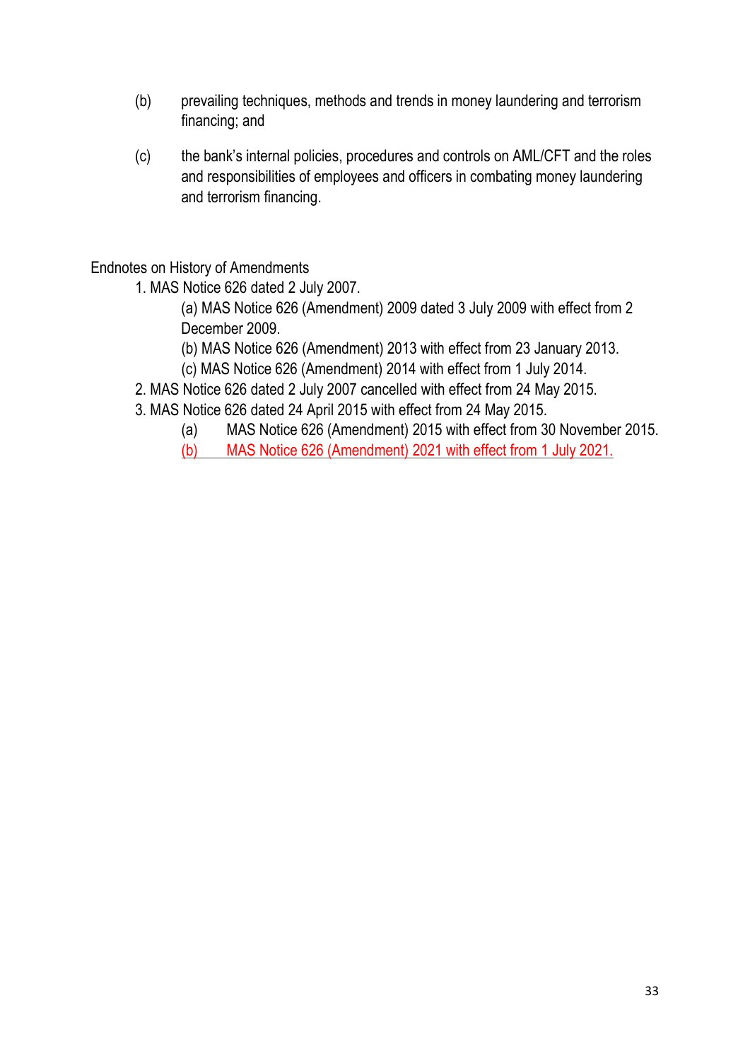(b) prevailing techniques, methods and trends in money laundering and terrorism financing; and

(c) the bank's internal policies, procedures and controls on AML/CFT and the roles and responsibilities of employees and officers in combating money laundering and terrorism financing.

Endnotes on History of Amendments

1. MAS Notice 626 dated 2 July 2007.
   - (a) MAS Notice 626 (Amendment) 2009 dated 3 July 2009 with effect from 2 December 2009.
   - (b) MAS Notice 626 (Amendment) 2013 with effect from 23 January 2013.
   - (c) MAS Notice 626 (Amendment) 2014 with effect from 1 July 2014.
2. MAS Notice 626 dated 2 July 2007 cancelled with effect from 24 May 2015.
3. MAS Notice 626 dated 24 April 2015 with effect from 24 May 2015.
   - (a) MAS Notice 626 (Amendment) 2015 with effect from 30 November 2015.
   - (b) MAS Notice 626 (Amendment) 2021 with effect from 1 July 2021.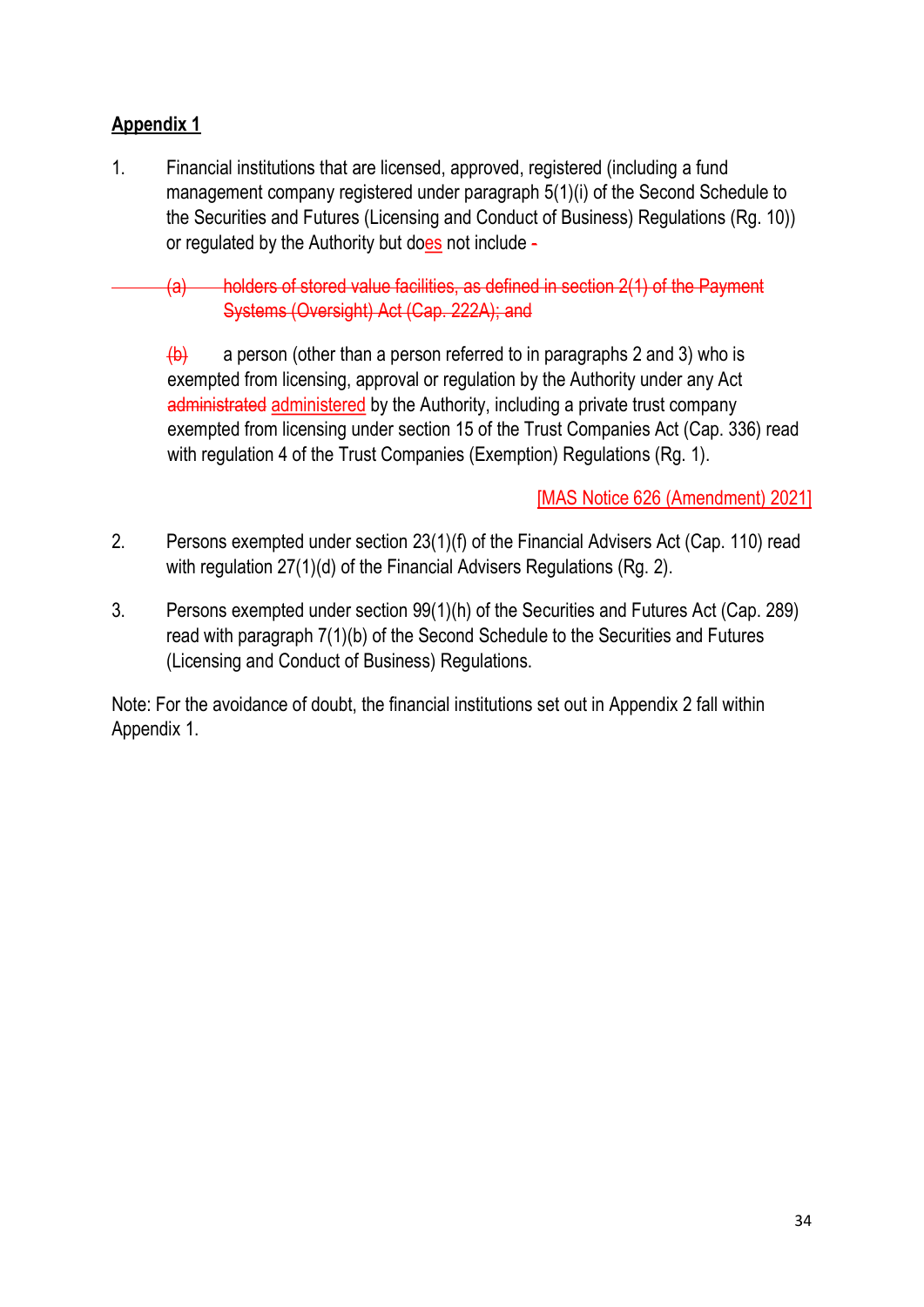**Appendix 1**

1. Financial institutions that are licensed, approved, registered (including a fund management company registered under paragraph 5(1)(i) of the Second Schedule to the Securities and Futures (Licensing and Conduct of Business) Regulations (Rg. 10)) or regulated by the Authority but does not include -

   ~~(a) holders of stored value facilities, as defined in section 2(1) of the Payment Systems (Oversight) Act (Cap. 222A); and~~

   ~~(b)~~ a person (other than a person referred to in paragraphs 2 and 3) who is exempted from licensing, approval or regulation by the Authority under any Act ~~administrated~~ administered by the Authority, including a private trust company exempted from licensing under section 15 of the Trust Companies Act (Cap. 336) read with regulation 4 of the Trust Companies (Exemption) Regulations (Rg. 1).

   [MAS Notice 626 (Amendment) 2021]

2. Persons exempted under section 23(1)(f) of the Financial Advisers Act (Cap. 110) read with regulation 27(1)(d) of the Financial Advisers Regulations (Rg. 2).

3. Persons exempted under section 99(1)(h) of the Securities and Futures Act (Cap. 289) read with paragraph 7(1)(b) of the Second Schedule to the Securities and Futures (Licensing and Conduct of Business) Regulations.

Note: For the avoidance of doubt, the financial institutions set out in Appendix 2 fall within Appendix 1.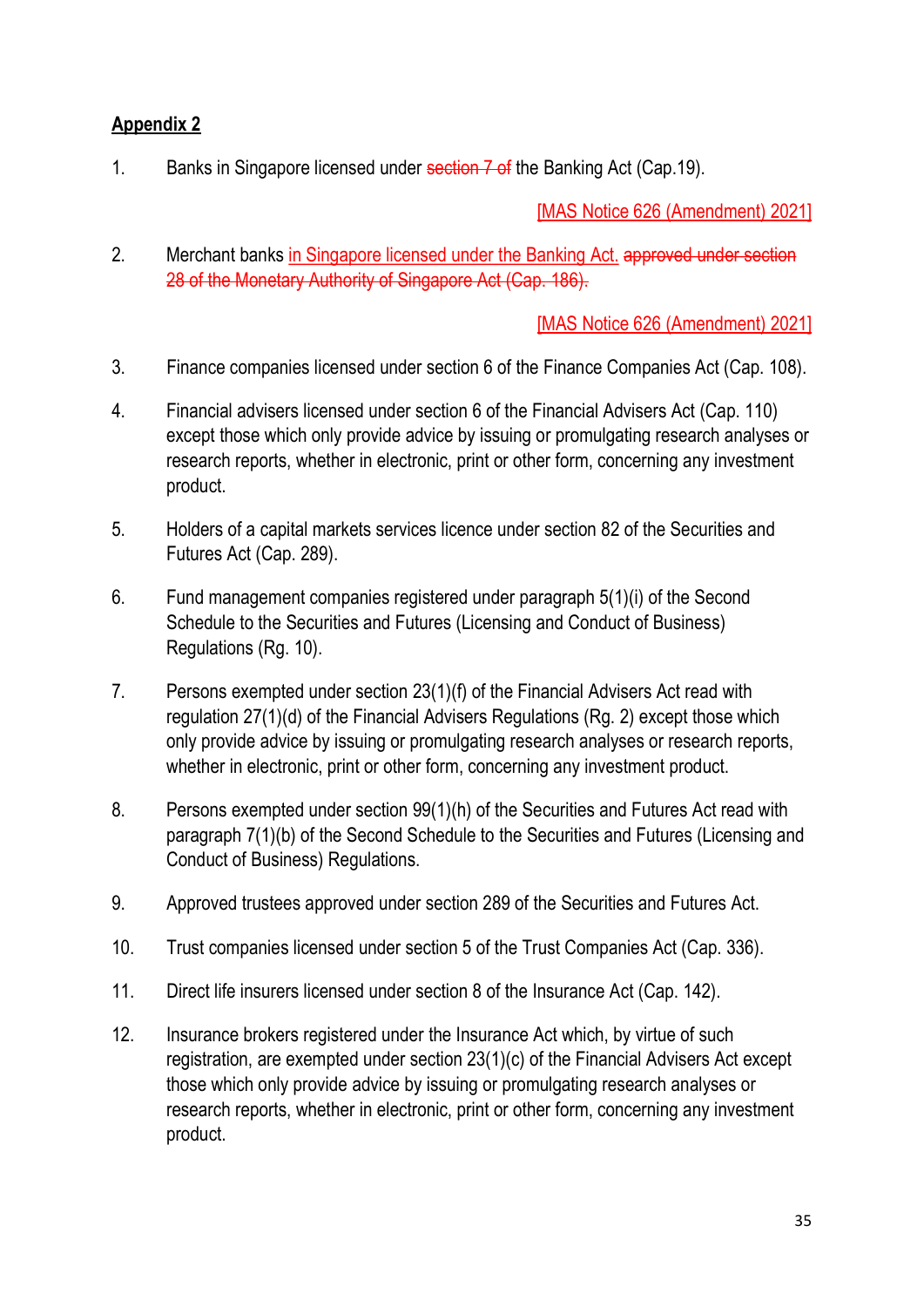**Appendix 2**

1. Banks in Singapore licensed under ~~section 7 of~~ the Banking Act (Cap.19).

   [MAS Notice 626 (Amendment) 2021]

2. Merchant banks in Singapore licensed under the Banking Act. ~~approved under section 28 of the Monetary Authority of Singapore Act (Cap. 186).~~

   [MAS Notice 626 (Amendment) 2021]

3. Finance companies licensed under section 6 of the Finance Companies Act (Cap. 108).

4. Financial advisers licensed under section 6 of the Financial Advisers Act (Cap. 110) except those which only provide advice by issuing or promulgating research analyses or research reports, whether in electronic, print or other form, concerning any investment product.

5. Holders of a capital markets services licence under section 82 of the Securities and Futures Act (Cap. 289).

6. Fund management companies registered under paragraph 5(1)(i) of the Second Schedule to the Securities and Futures (Licensing and Conduct of Business) Regulations (Rg. 10).

7. Persons exempted under section 23(1)(f) of the Financial Advisers Act read with regulation 27(1)(d) of the Financial Advisers Regulations (Rg. 2) except those which only provide advice by issuing or promulgating research analyses or research reports, whether in electronic, print or other form, concerning any investment product.

8. Persons exempted under section 99(1)(h) of the Securities and Futures Act read with paragraph 7(1)(b) of the Second Schedule to the Securities and Futures (Licensing and Conduct of Business) Regulations.

9. Approved trustees approved under section 289 of the Securities and Futures Act.

10. Trust companies licensed under section 5 of the Trust Companies Act (Cap. 336).

11. Direct life insurers licensed under section 8 of the Insurance Act (Cap. 142).

12. Insurance brokers registered under the Insurance Act which, by virtue of such registration, are exempted under section 23(1)(c) of the Financial Advisers Act except those which only provide advice by issuing or promulgating research analyses or research reports, whether in electronic, print or other form, concerning any investment product.